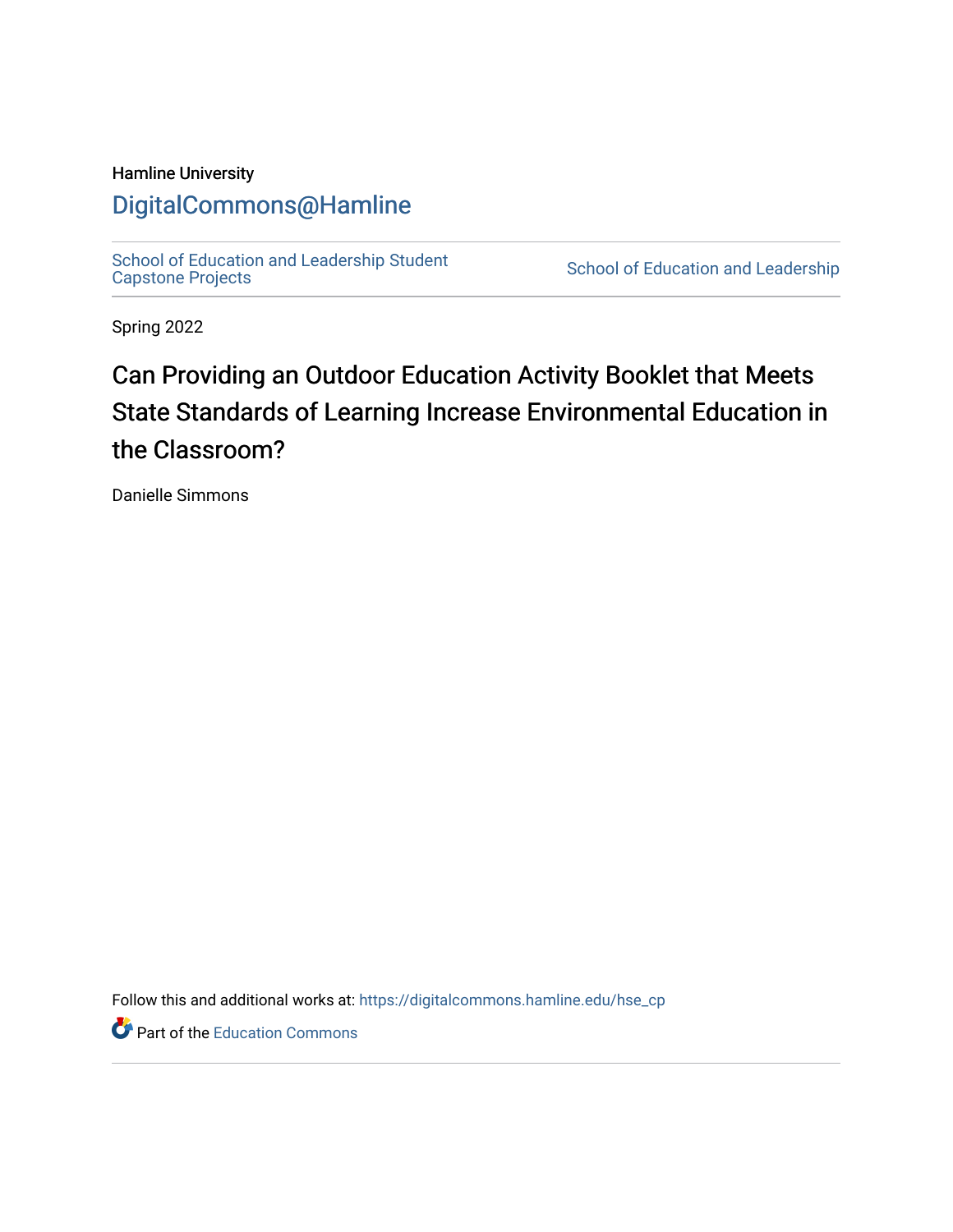Hamline University

# DigitalCommons@Hamline

School of Education and Leadership Student Capstone Projects | School of Education and Leadership

Spring 2022

# Can Providing an Outdoor Education Activity Booklet that Meets State Standards of Learning Increase Environmental Education in the Classroom?

Danielle Simmons

Follow this and additional works at: https://digitalcommons.hamline.edu/hse_cp

Part of the Education Commons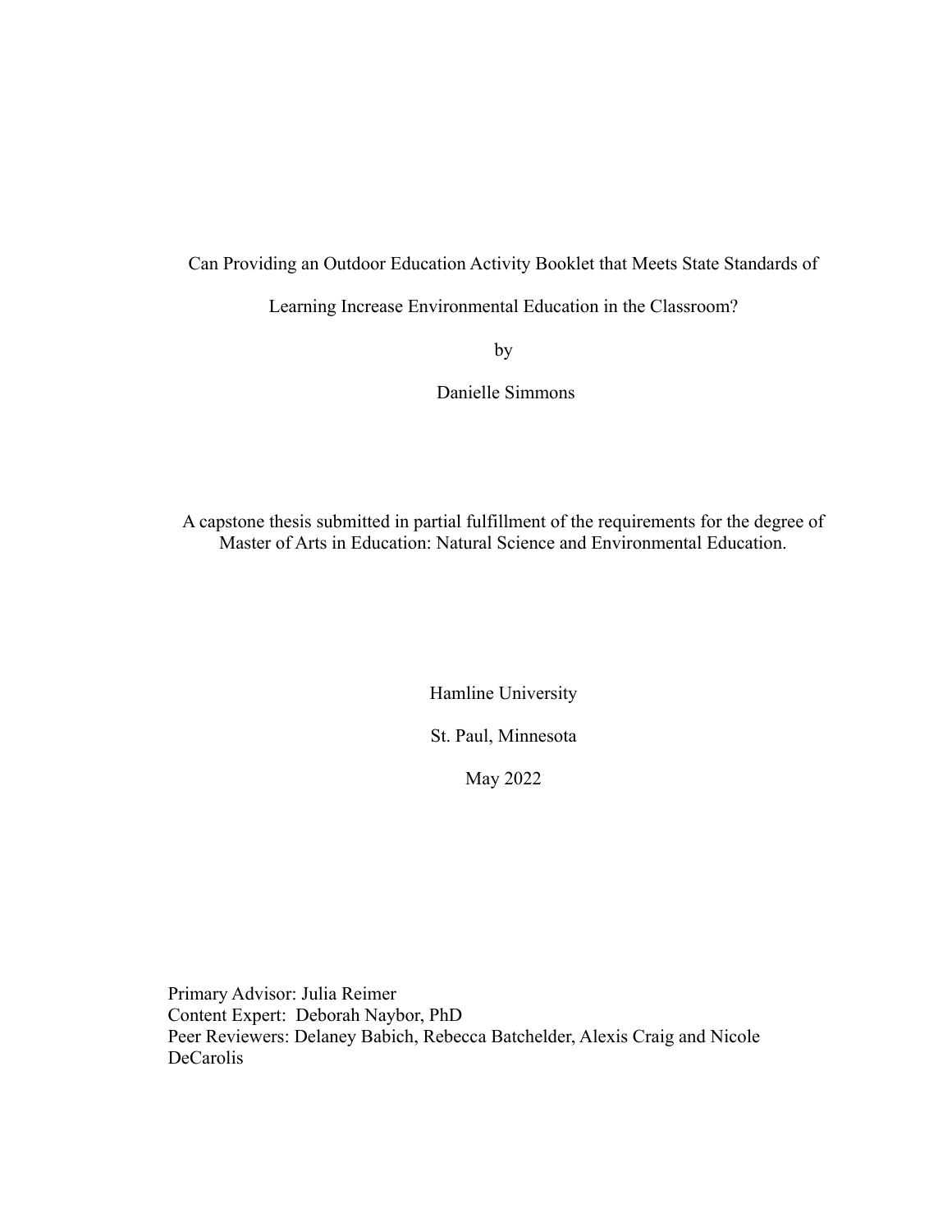Can Providing an Outdoor Education Activity Booklet that Meets State Standards of Learning Increase Environmental Education in the Classroom?

by

Danielle Simmons

A capstone thesis submitted in partial fulfillment of the requirements for the degree of Master of Arts in Education: Natural Science and Environmental Education.

Hamline University

St. Paul, Minnesota

May 2022

Primary Advisor: Julia Reimer
Content Expert: Deborah Naybor, PhD
Peer Reviewers: Delaney Babich, Rebecca Batchelder, Alexis Craig and Nicole DeCarolis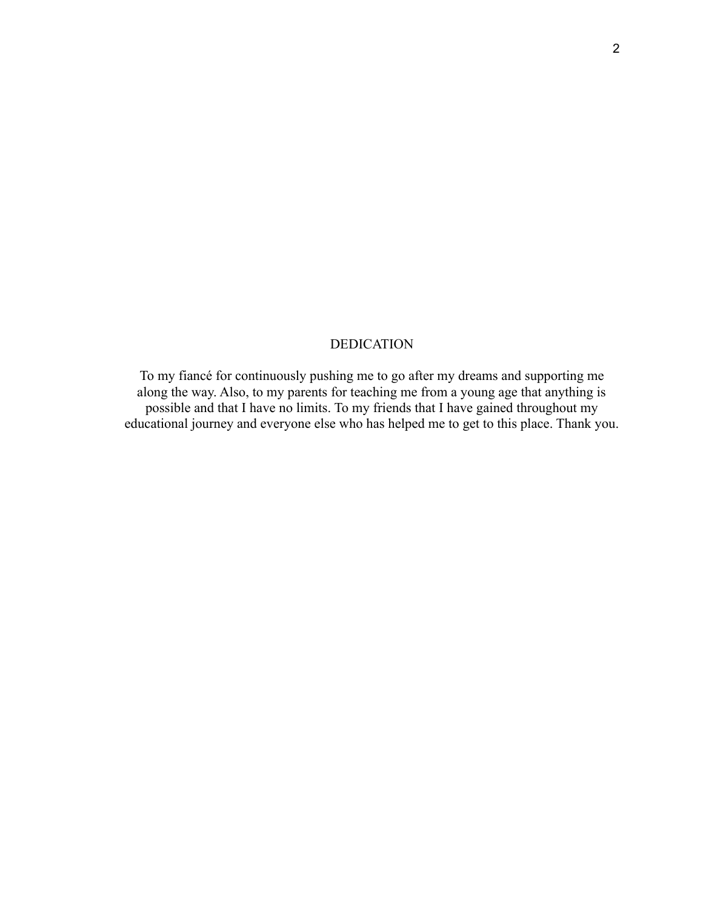# DEDICATION

To my fiancé for continuously pushing me to go after my dreams and supporting me along the way. Also, to my parents for teaching me from a young age that anything is possible and that I have no limits. To my friends that I have gained throughout my educational journey and everyone else who has helped me to get to this place. Thank you.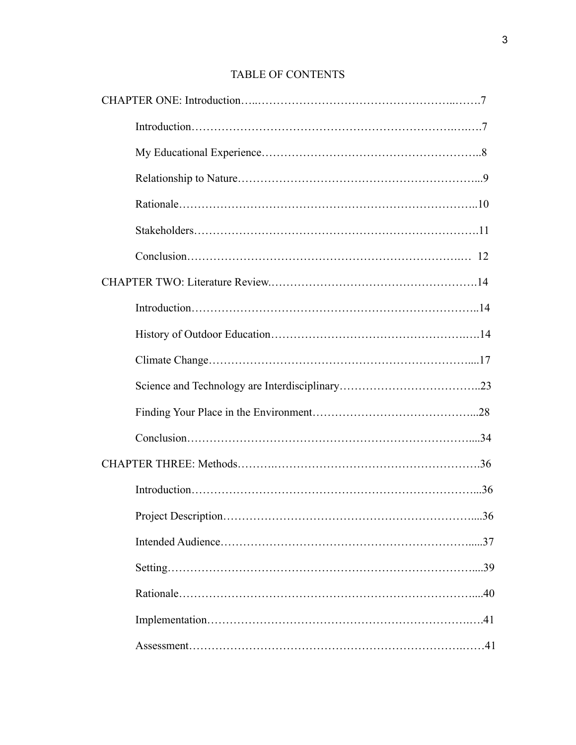# TABLE OF CONTENTS

CHAPTER ONE: Introduction……………………………………………………..…….7

- Introduction…………………………………………………………….….….7
- My Educational Experience………………………………………………..8
- Relationship to Nature………………………………………………………...9
- Rationale…………………………………………………………………..10
- Stakeholders……………………………………………………………….11
- Conclusion………………………………………………………….…  12

CHAPTER TWO: Literature Review.……………………………………………….14

- Introduction………………………………………………………………..14
- History of Outdoor Education…………………………………………….….14
- Climate Change…………………………………………………………....17
- Science and Technology are Interdisciplinary………………………………..23
- Finding Your Place in the Environment…………………………………...28
- Conclusion……………………………………………………………….....34

CHAPTER THREE: Methods……….……………………………………………….36

- Introduction………………………………………………………………...36
- Project Description……………………………………………………….....36
- Intended Audience……………………………………………………….....37
- Setting………………………………………….……………………………....39
- Rationale…………………………………………………………………....40
- Implementation……………………………………………………….….41
- Assessment…………………………………………………………….……41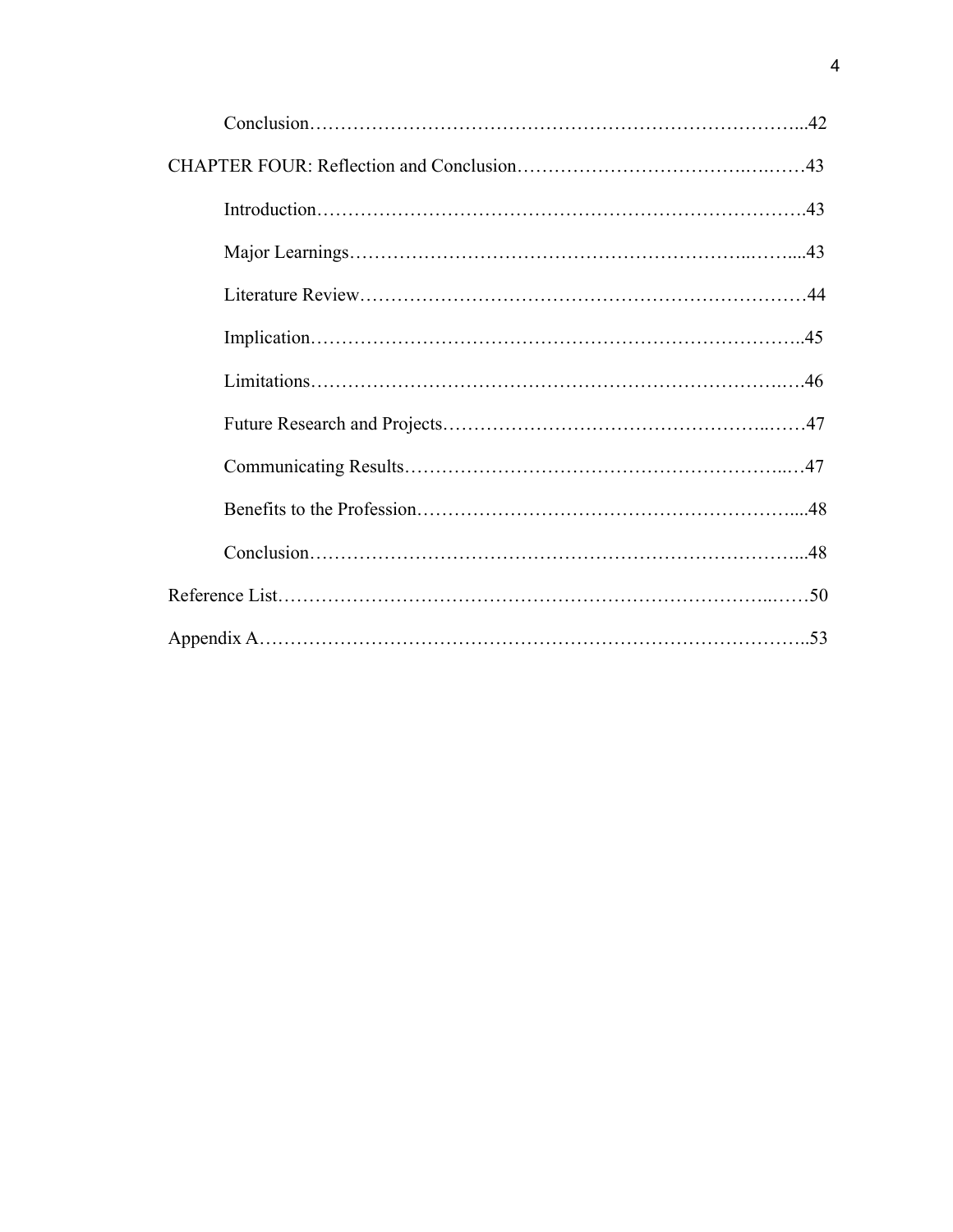Conclusion……………………………………………………………………...42

CHAPTER FOUR: Reflection and Conclusion……………………………………43

Introduction……………………………………………………………………….43

Major Learnings…………………………………………………………………...43

Literature Review…………………………………………………………………44

Implication………………………………………………………………………..45

Limitations………………………………………………………………………..46

Future Research and Projects……………………………………………………47

Communicating Results…………………………………………………………47

Benefits to the Profession………………………………………………………....48

Conclusion………………………………………………………………………...48

Reference List…………………………………………………………………………50

Appendix A……………………………………………………………………………..53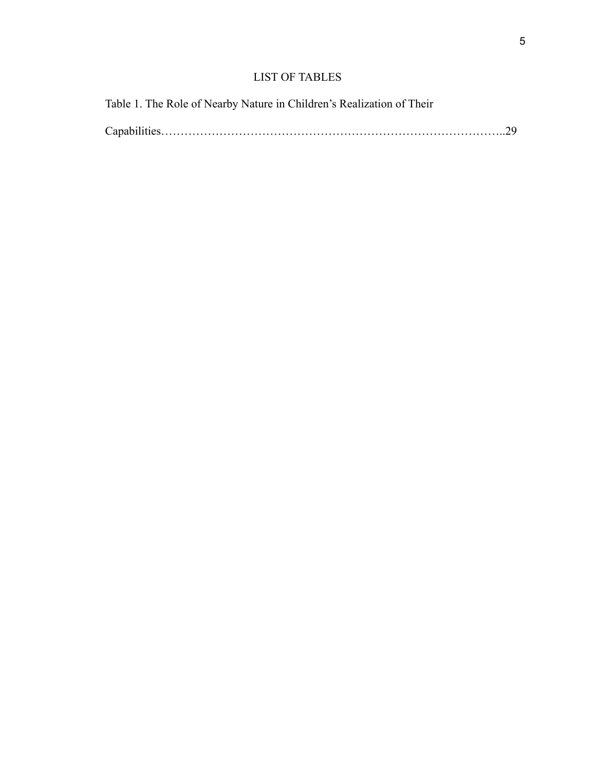# LIST OF TABLES

Table 1. The Role of Nearby Nature in Children's Realization of Their Capabilities……………………………………………………………………………..29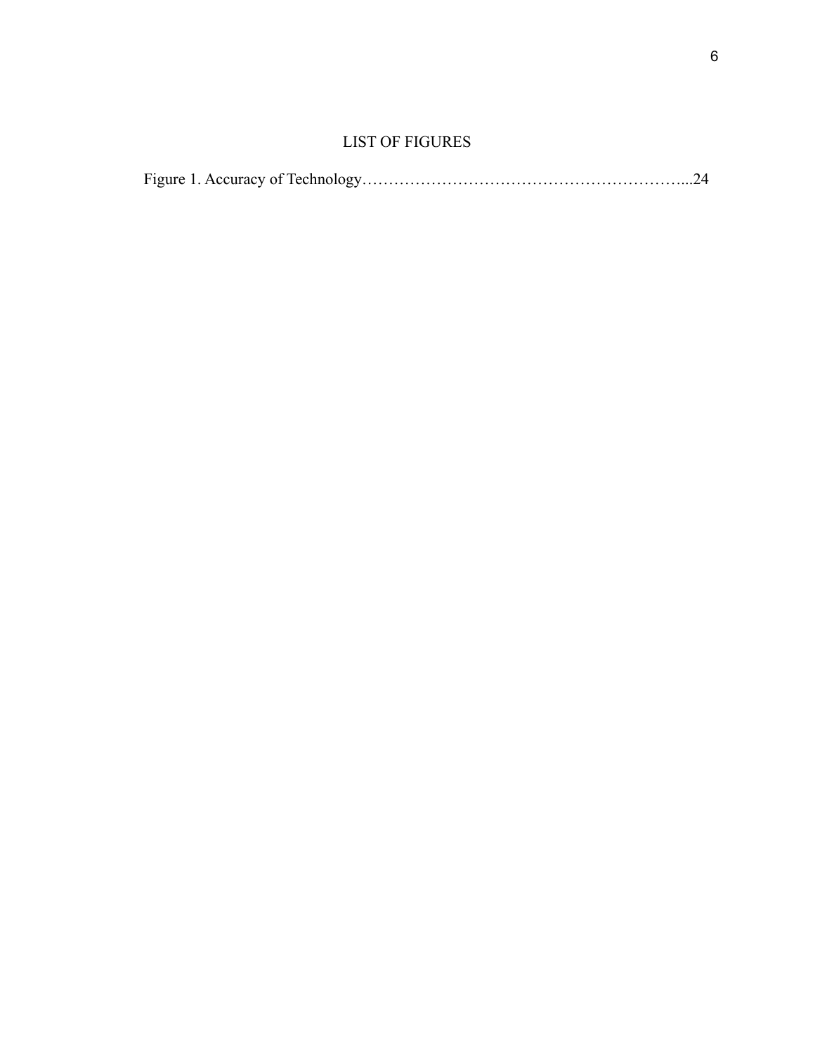# LIST OF FIGURES

Figure 1. Accuracy of Technology…………………………………………………….....24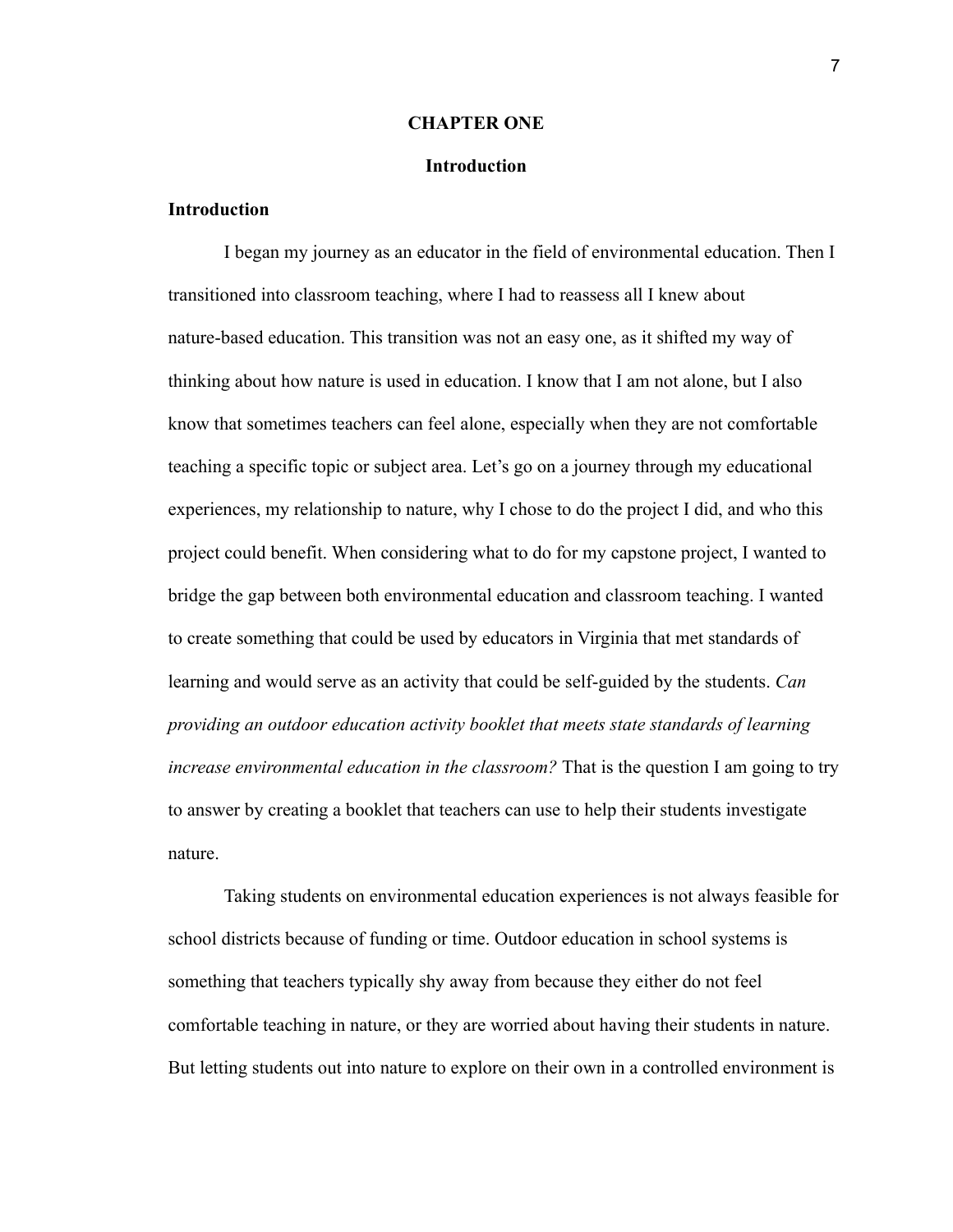# CHAPTER ONE

## Introduction

### Introduction

I began my journey as an educator in the field of environmental education. Then I transitioned into classroom teaching, where I had to reassess all I knew about nature-based education. This transition was not an easy one, as it shifted my way of thinking about how nature is used in education. I know that I am not alone, but I also know that sometimes teachers can feel alone, especially when they are not comfortable teaching a specific topic or subject area. Let's go on a journey through my educational experiences, my relationship to nature, why I chose to do the project I did, and who this project could benefit. When considering what to do for my capstone project, I wanted to bridge the gap between both environmental education and classroom teaching. I wanted to create something that could be used by educators in Virginia that met standards of learning and would serve as an activity that could be self-guided by the students. *Can providing an outdoor education activity booklet that meets state standards of learning increase environmental education in the classroom?* That is the question I am going to try to answer by creating a booklet that teachers can use to help their students investigate nature.

Taking students on environmental education experiences is not always feasible for school districts because of funding or time. Outdoor education in school systems is something that teachers typically shy away from because they either do not feel comfortable teaching in nature, or they are worried about having their students in nature. But letting students out into nature to explore on their own in a controlled environment is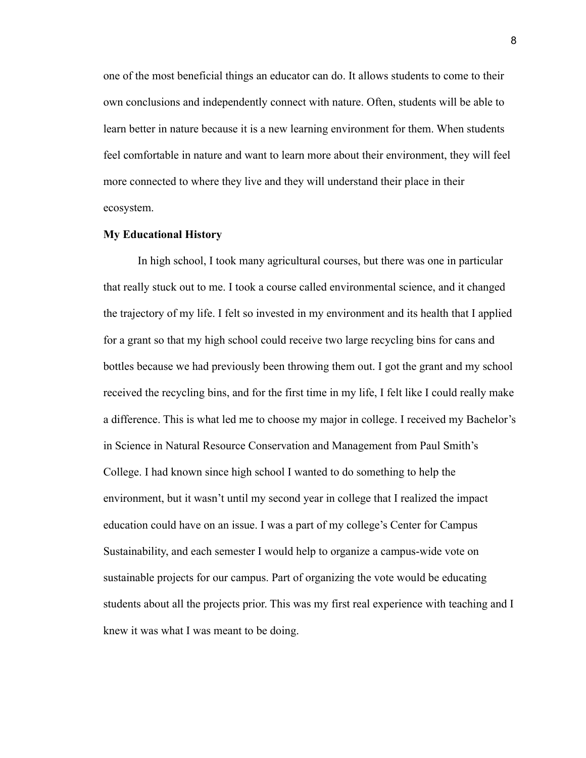one of the most beneficial things an educator can do. It allows students to come to their own conclusions and independently connect with nature. Often, students will be able to learn better in nature because it is a new learning environment for them. When students feel comfortable in nature and want to learn more about their environment, they will feel more connected to where they live and they will understand their place in their ecosystem.

**My Educational History**

In high school, I took many agricultural courses, but there was one in particular that really stuck out to me. I took a course called environmental science, and it changed the trajectory of my life. I felt so invested in my environment and its health that I applied for a grant so that my high school could receive two large recycling bins for cans and bottles because we had previously been throwing them out. I got the grant and my school received the recycling bins, and for the first time in my life, I felt like I could really make a difference. This is what led me to choose my major in college. I received my Bachelor's in Science in Natural Resource Conservation and Management from Paul Smith's College. I had known since high school I wanted to do something to help the environment, but it wasn't until my second year in college that I realized the impact education could have on an issue. I was a part of my college's Center for Campus Sustainability, and each semester I would help to organize a campus-wide vote on sustainable projects for our campus. Part of organizing the vote would be educating students about all the projects prior. This was my first real experience with teaching and I knew it was what I was meant to be doing.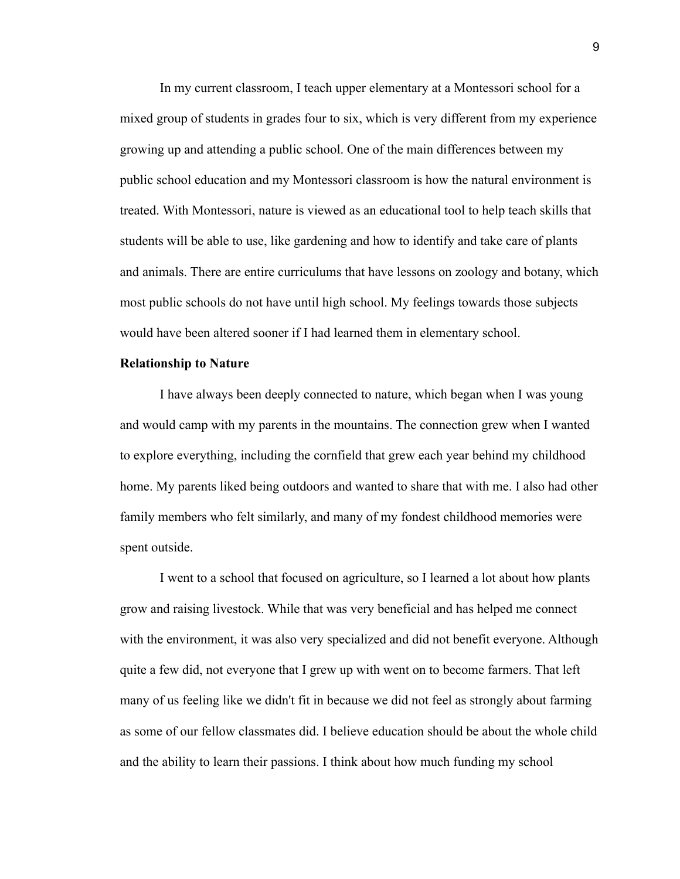In my current classroom, I teach upper elementary at a Montessori school for a mixed group of students in grades four to six, which is very different from my experience growing up and attending a public school. One of the main differences between my public school education and my Montessori classroom is how the natural environment is treated. With Montessori, nature is viewed as an educational tool to help teach skills that students will be able to use, like gardening and how to identify and take care of plants and animals. There are entire curriculums that have lessons on zoology and botany, which most public schools do not have until high school. My feelings towards those subjects would have been altered sooner if I had learned them in elementary school.

**Relationship to Nature**

I have always been deeply connected to nature, which began when I was young and would camp with my parents in the mountains. The connection grew when I wanted to explore everything, including the cornfield that grew each year behind my childhood home. My parents liked being outdoors and wanted to share that with me. I also had other family members who felt similarly, and many of my fondest childhood memories were spent outside.

I went to a school that focused on agriculture, so I learned a lot about how plants grow and raising livestock. While that was very beneficial and has helped me connect with the environment, it was also very specialized and did not benefit everyone. Although quite a few did, not everyone that I grew up with went on to become farmers. That left many of us feeling like we didn't fit in because we did not feel as strongly about farming as some of our fellow classmates did. I believe education should be about the whole child and the ability to learn their passions. I think about how much funding my school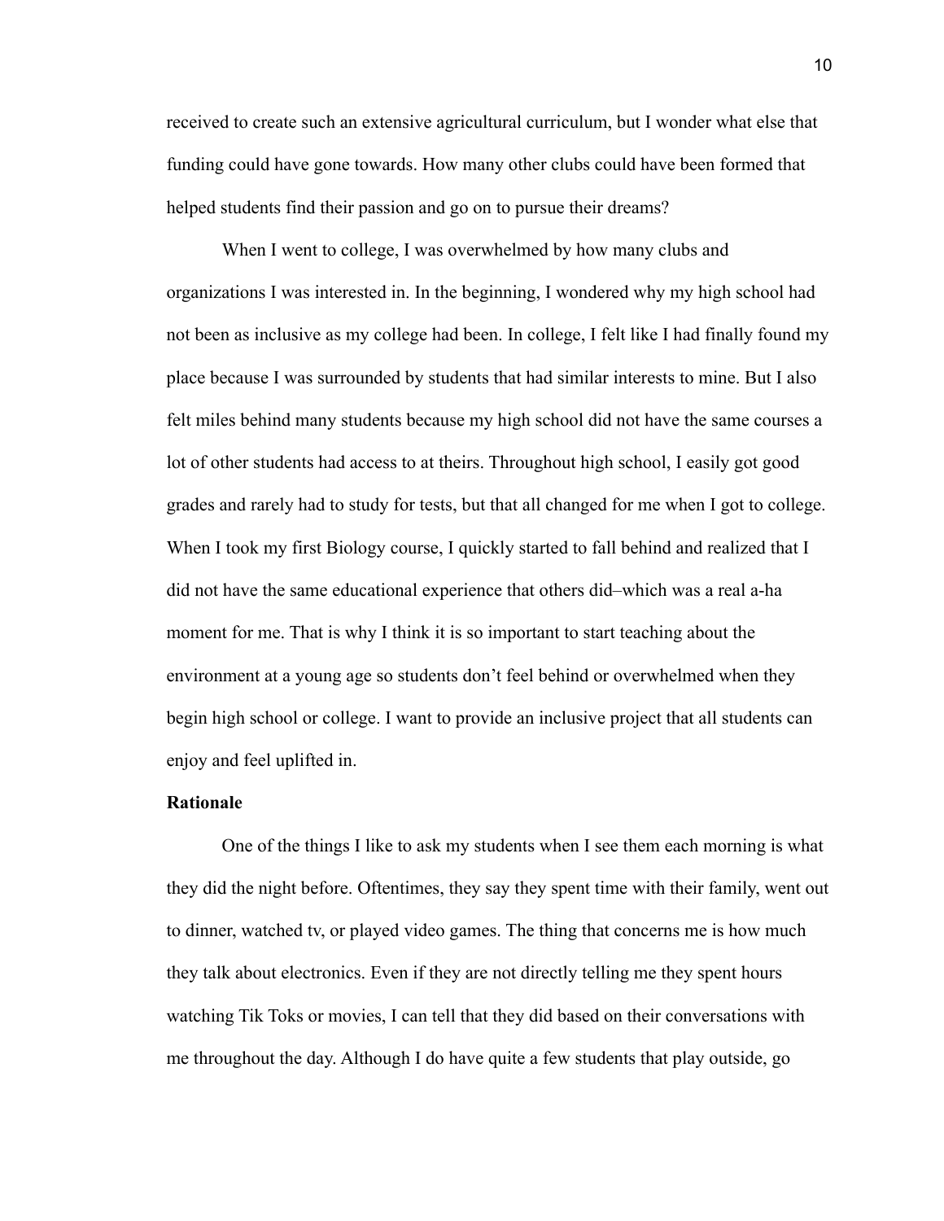received to create such an extensive agricultural curriculum, but I wonder what else that funding could have gone towards. How many other clubs could have been formed that helped students find their passion and go on to pursue their dreams?

When I went to college, I was overwhelmed by how many clubs and organizations I was interested in. In the beginning, I wondered why my high school had not been as inclusive as my college had been. In college, I felt like I had finally found my place because I was surrounded by students that had similar interests to mine. But I also felt miles behind many students because my high school did not have the same courses a lot of other students had access to at theirs. Throughout high school, I easily got good grades and rarely had to study for tests, but that all changed for me when I got to college. When I took my first Biology course, I quickly started to fall behind and realized that I did not have the same educational experience that others did–which was a real a-ha moment for me. That is why I think it is so important to start teaching about the environment at a young age so students don't feel behind or overwhelmed when they begin high school or college. I want to provide an inclusive project that all students can enjoy and feel uplifted in.

**Rationale**

One of the things I like to ask my students when I see them each morning is what they did the night before. Oftentimes, they say they spent time with their family, went out to dinner, watched tv, or played video games. The thing that concerns me is how much they talk about electronics. Even if they are not directly telling me they spent hours watching Tik Toks or movies, I can tell that they did based on their conversations with me throughout the day. Although I do have quite a few students that play outside, go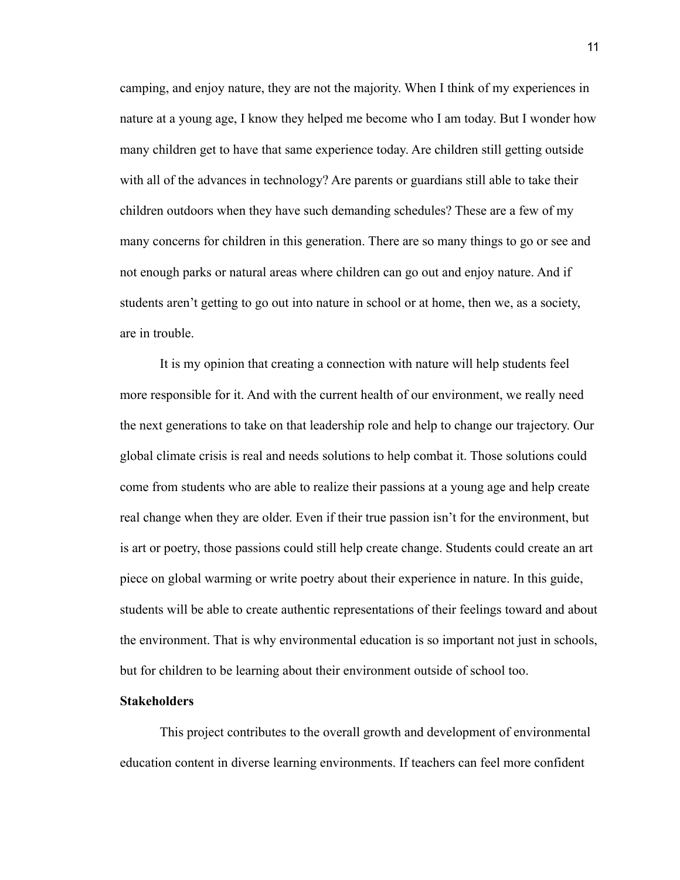camping, and enjoy nature, they are not the majority. When I think of my experiences in nature at a young age, I know they helped me become who I am today. But I wonder how many children get to have that same experience today. Are children still getting outside with all of the advances in technology? Are parents or guardians still able to take their children outdoors when they have such demanding schedules? These are a few of my many concerns for children in this generation. There are so many things to go or see and not enough parks or natural areas where children can go out and enjoy nature. And if students aren't getting to go out into nature in school or at home, then we, as a society, are in trouble.

It is my opinion that creating a connection with nature will help students feel more responsible for it. And with the current health of our environment, we really need the next generations to take on that leadership role and help to change our trajectory. Our global climate crisis is real and needs solutions to help combat it. Those solutions could come from students who are able to realize their passions at a young age and help create real change when they are older. Even if their true passion isn't for the environment, but is art or poetry, those passions could still help create change. Students could create an art piece on global warming or write poetry about their experience in nature. In this guide, students will be able to create authentic representations of their feelings toward and about the environment. That is why environmental education is so important not just in schools, but for children to be learning about their environment outside of school too.

**Stakeholders**

This project contributes to the overall growth and development of environmental education content in diverse learning environments. If teachers can feel more confident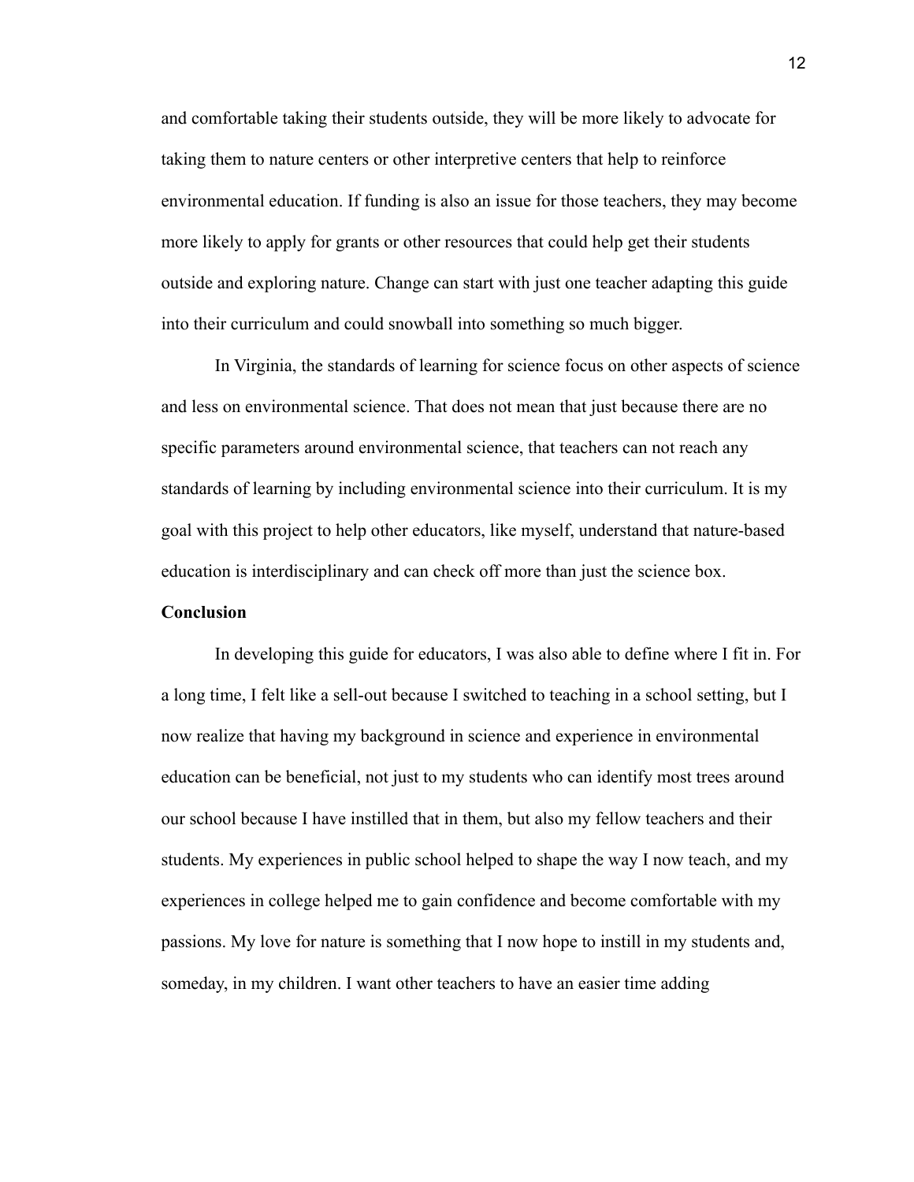and comfortable taking their students outside, they will be more likely to advocate for taking them to nature centers or other interpretive centers that help to reinforce environmental education. If funding is also an issue for those teachers, they may become more likely to apply for grants or other resources that could help get their students outside and exploring nature. Change can start with just one teacher adapting this guide into their curriculum and could snowball into something so much bigger.

In Virginia, the standards of learning for science focus on other aspects of science and less on environmental science. That does not mean that just because there are no specific parameters around environmental science, that teachers can not reach any standards of learning by including environmental science into their curriculum. It is my goal with this project to help other educators, like myself, understand that nature-based education is interdisciplinary and can check off more than just the science box.

**Conclusion**

In developing this guide for educators, I was also able to define where I fit in. For a long time, I felt like a sell-out because I switched to teaching in a school setting, but I now realize that having my background in science and experience in environmental education can be beneficial, not just to my students who can identify most trees around our school because I have instilled that in them, but also my fellow teachers and their students. My experiences in public school helped to shape the way I now teach, and my experiences in college helped me to gain confidence and become comfortable with my passions. My love for nature is something that I now hope to instill in my students and, someday, in my children. I want other teachers to have an easier time adding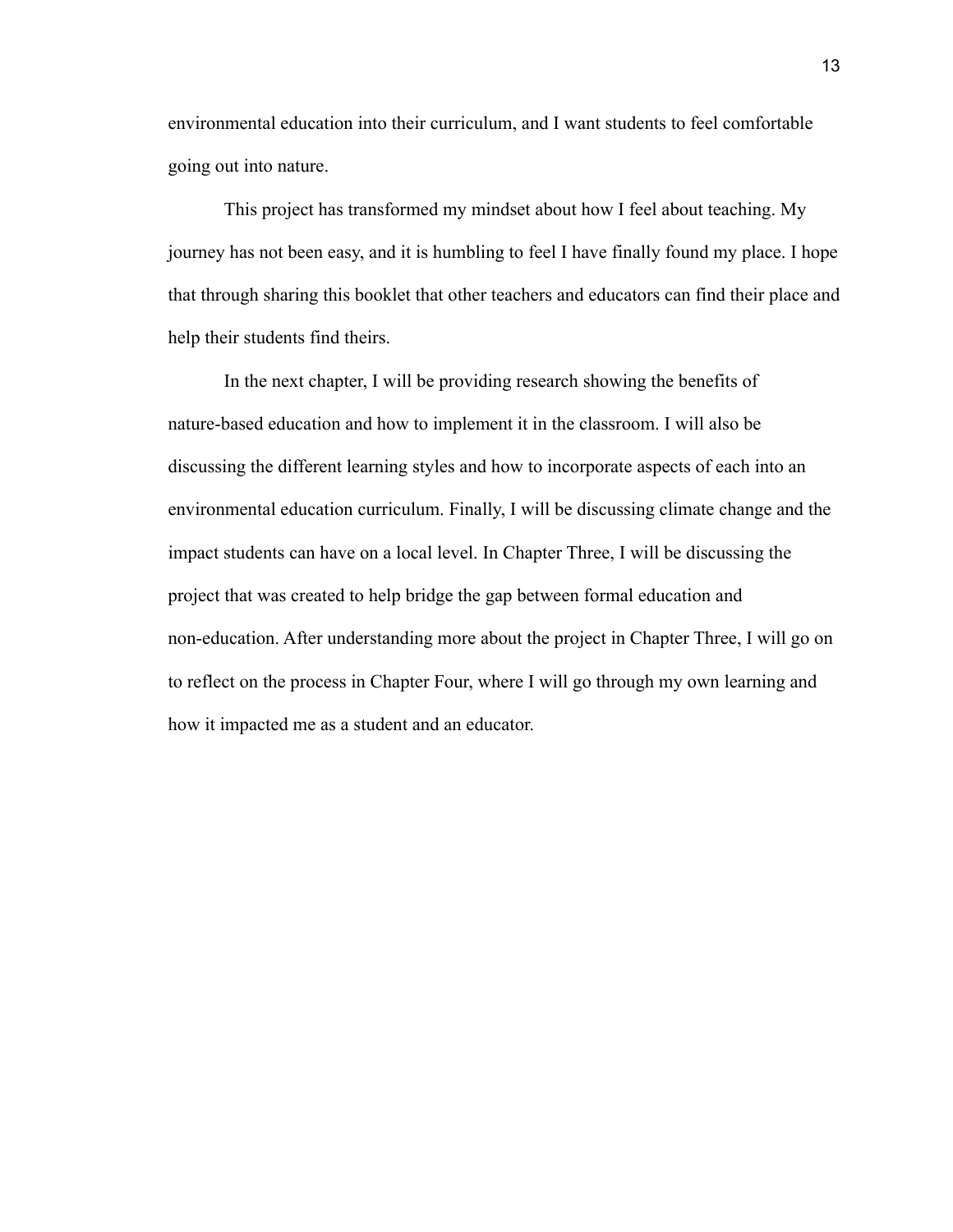environmental education into their curriculum, and I want students to feel comfortable going out into nature.

This project has transformed my mindset about how I feel about teaching. My journey has not been easy, and it is humbling to feel I have finally found my place. I hope that through sharing this booklet that other teachers and educators can find their place and help their students find theirs.

In the next chapter, I will be providing research showing the benefits of nature-based education and how to implement it in the classroom. I will also be discussing the different learning styles and how to incorporate aspects of each into an environmental education curriculum. Finally, I will be discussing climate change and the impact students can have on a local level. In Chapter Three, I will be discussing the project that was created to help bridge the gap between formal education and non-education. After understanding more about the project in Chapter Three, I will go on to reflect on the process in Chapter Four, where I will go through my own learning and how it impacted me as a student and an educator.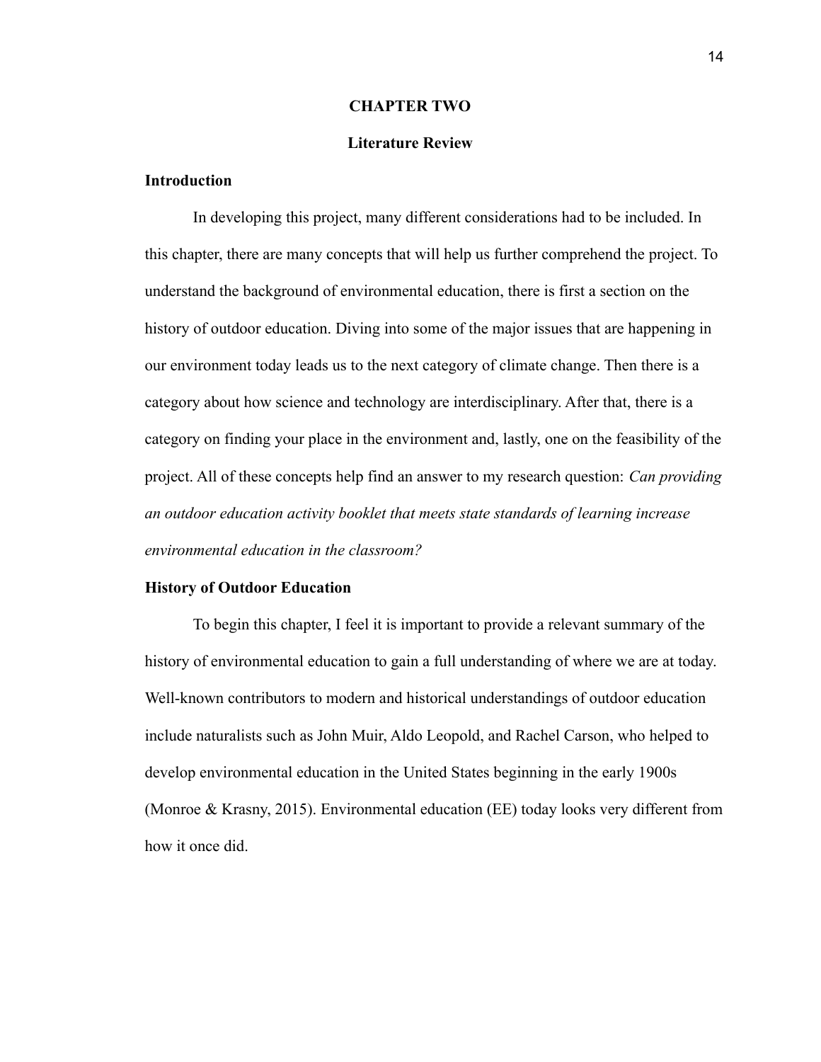# CHAPTER TWO

## Literature Review

### Introduction

In developing this project, many different considerations had to be included. In this chapter, there are many concepts that will help us further comprehend the project. To understand the background of environmental education, there is first a section on the history of outdoor education. Diving into some of the major issues that are happening in our environment today leads us to the next category of climate change. Then there is a category about how science and technology are interdisciplinary. After that, there is a category on finding your place in the environment and, lastly, one on the feasibility of the project. All of these concepts help find an answer to my research question: *Can providing an outdoor education activity booklet that meets state standards of learning increase environmental education in the classroom?*

### History of Outdoor Education

To begin this chapter, I feel it is important to provide a relevant summary of the history of environmental education to gain a full understanding of where we are at today. Well-known contributors to modern and historical understandings of outdoor education include naturalists such as John Muir, Aldo Leopold, and Rachel Carson, who helped to develop environmental education in the United States beginning in the early 1900s (Monroe & Krasny, 2015). Environmental education (EE) today looks very different from how it once did.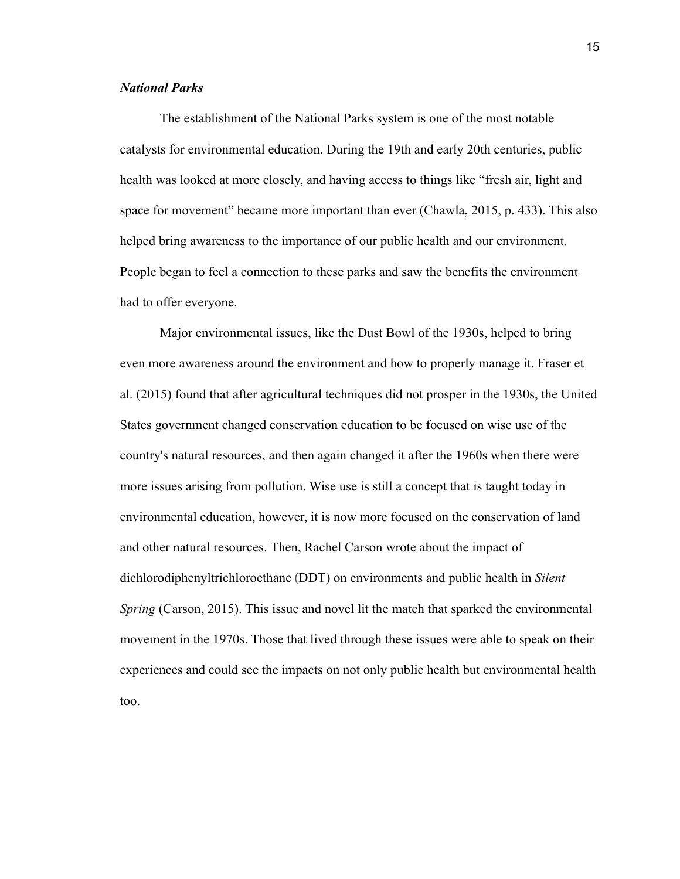### *National Parks*

The establishment of the National Parks system is one of the most notable catalysts for environmental education. During the 19th and early 20th centuries, public health was looked at more closely, and having access to things like "fresh air, light and space for movement" became more important than ever (Chawla, 2015, p. 433). This also helped bring awareness to the importance of our public health and our environment. People began to feel a connection to these parks and saw the benefits the environment had to offer everyone.

Major environmental issues, like the Dust Bowl of the 1930s, helped to bring even more awareness around the environment and how to properly manage it. Fraser et al. (2015) found that after agricultural techniques did not prosper in the 1930s, the United States government changed conservation education to be focused on wise use of the country's natural resources, and then again changed it after the 1960s when there were more issues arising from pollution. Wise use is still a concept that is taught today in environmental education, however, it is now more focused on the conservation of land and other natural resources. Then, Rachel Carson wrote about the impact of dichlorodiphenyltrichloroethane (DDT) on environments and public health in *Silent Spring* (Carson, 2015). This issue and novel lit the match that sparked the environmental movement in the 1970s. Those that lived through these issues were able to speak on their experiences and could see the impacts on not only public health but environmental health too.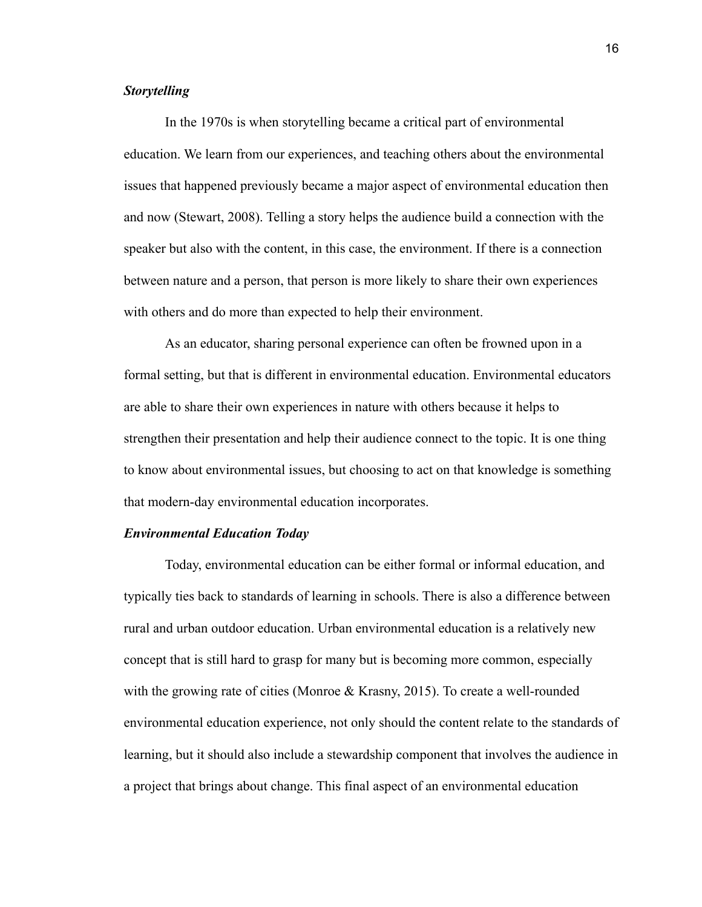### *Storytelling*

In the 1970s is when storytelling became a critical part of environmental education. We learn from our experiences, and teaching others about the environmental issues that happened previously became a major aspect of environmental education then and now (Stewart, 2008). Telling a story helps the audience build a connection with the speaker but also with the content, in this case, the environment. If there is a connection between nature and a person, that person is more likely to share their own experiences with others and do more than expected to help their environment.

As an educator, sharing personal experience can often be frowned upon in a formal setting, but that is different in environmental education. Environmental educators are able to share their own experiences in nature with others because it helps to strengthen their presentation and help their audience connect to the topic. It is one thing to know about environmental issues, but choosing to act on that knowledge is something that modern-day environmental education incorporates.

### *Environmental Education Today*

Today, environmental education can be either formal or informal education, and typically ties back to standards of learning in schools. There is also a difference between rural and urban outdoor education. Urban environmental education is a relatively new concept that is still hard to grasp for many but is becoming more common, especially with the growing rate of cities (Monroe & Krasny, 2015). To create a well-rounded environmental education experience, not only should the content relate to the standards of learning, but it should also include a stewardship component that involves the audience in a project that brings about change. This final aspect of an environmental education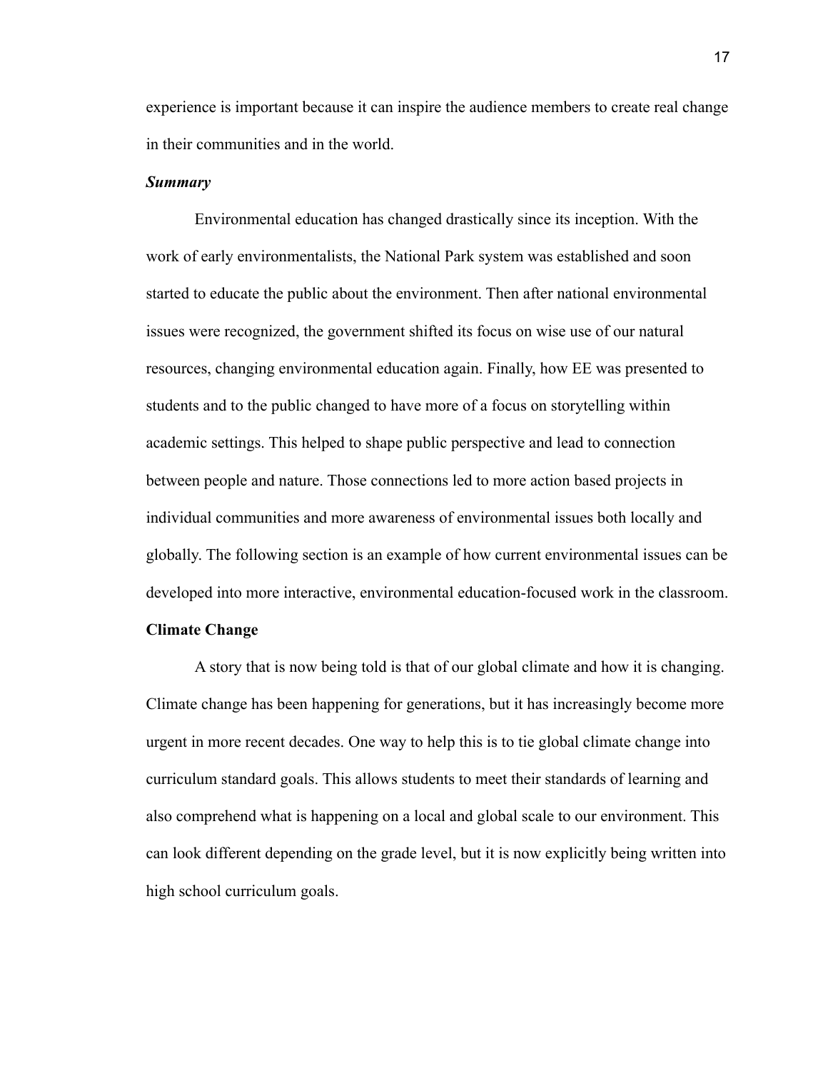experience is important because it can inspire the audience members to create real change in their communities and in the world.

### *Summary*

Environmental education has changed drastically since its inception. With the work of early environmentalists, the National Park system was established and soon started to educate the public about the environment. Then after national environmental issues were recognized, the government shifted its focus on wise use of our natural resources, changing environmental education again. Finally, how EE was presented to students and to the public changed to have more of a focus on storytelling within academic settings. This helped to shape public perspective and lead to connection between people and nature. Those connections led to more action based projects in individual communities and more awareness of environmental issues both locally and globally. The following section is an example of how current environmental issues can be developed into more interactive, environmental education-focused work in the classroom.

## Climate Change

A story that is now being told is that of our global climate and how it is changing. Climate change has been happening for generations, but it has increasingly become more urgent in more recent decades. One way to help this is to tie global climate change into curriculum standard goals. This allows students to meet their standards of learning and also comprehend what is happening on a local and global scale to our environment. This can look different depending on the grade level, but it is now explicitly being written into high school curriculum goals.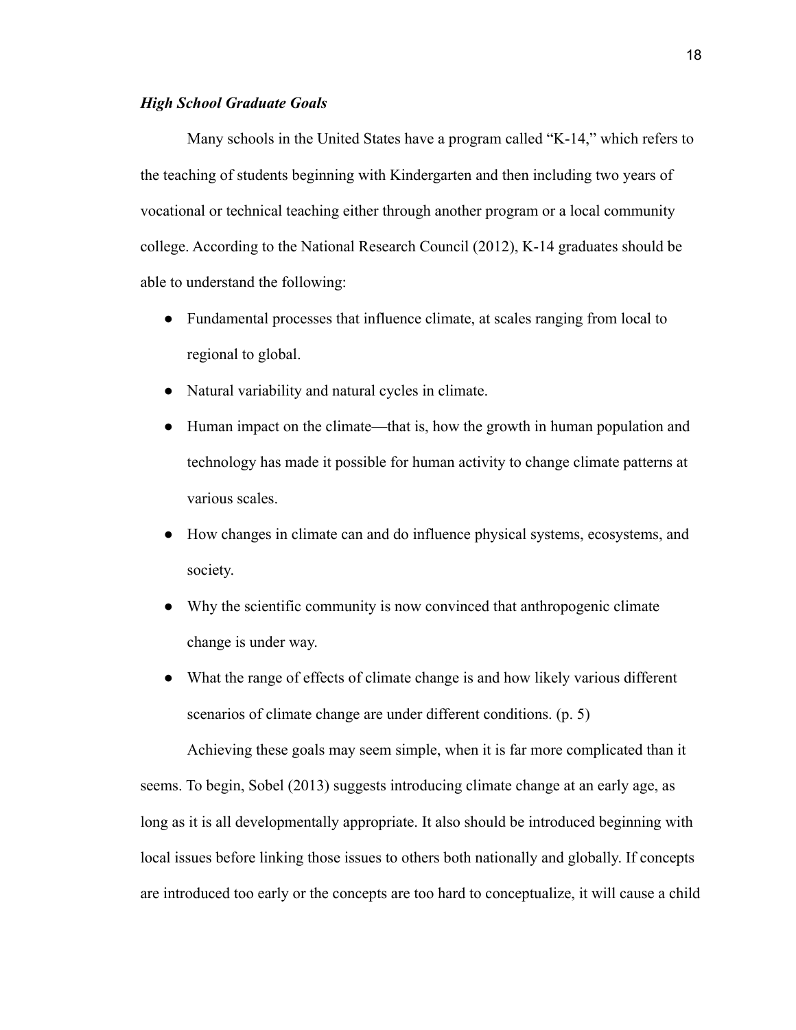### *High School Graduate Goals*

Many schools in the United States have a program called "K-14," which refers to the teaching of students beginning with Kindergarten and then including two years of vocational or technical teaching either through another program or a local community college. According to the National Research Council (2012), K-14 graduates should be able to understand the following:

- Fundamental processes that influence climate, at scales ranging from local to regional to global.
- Natural variability and natural cycles in climate.
- Human impact on the climate—that is, how the growth in human population and technology has made it possible for human activity to change climate patterns at various scales.
- How changes in climate can and do influence physical systems, ecosystems, and society.
- Why the scientific community is now convinced that anthropogenic climate change is under way.
- What the range of effects of climate change is and how likely various different scenarios of climate change are under different conditions. (p. 5)

Achieving these goals may seem simple, when it is far more complicated than it seems. To begin, Sobel (2013) suggests introducing climate change at an early age, as long as it is all developmentally appropriate. It also should be introduced beginning with local issues before linking those issues to others both nationally and globally. If concepts are introduced too early or the concepts are too hard to conceptualize, it will cause a child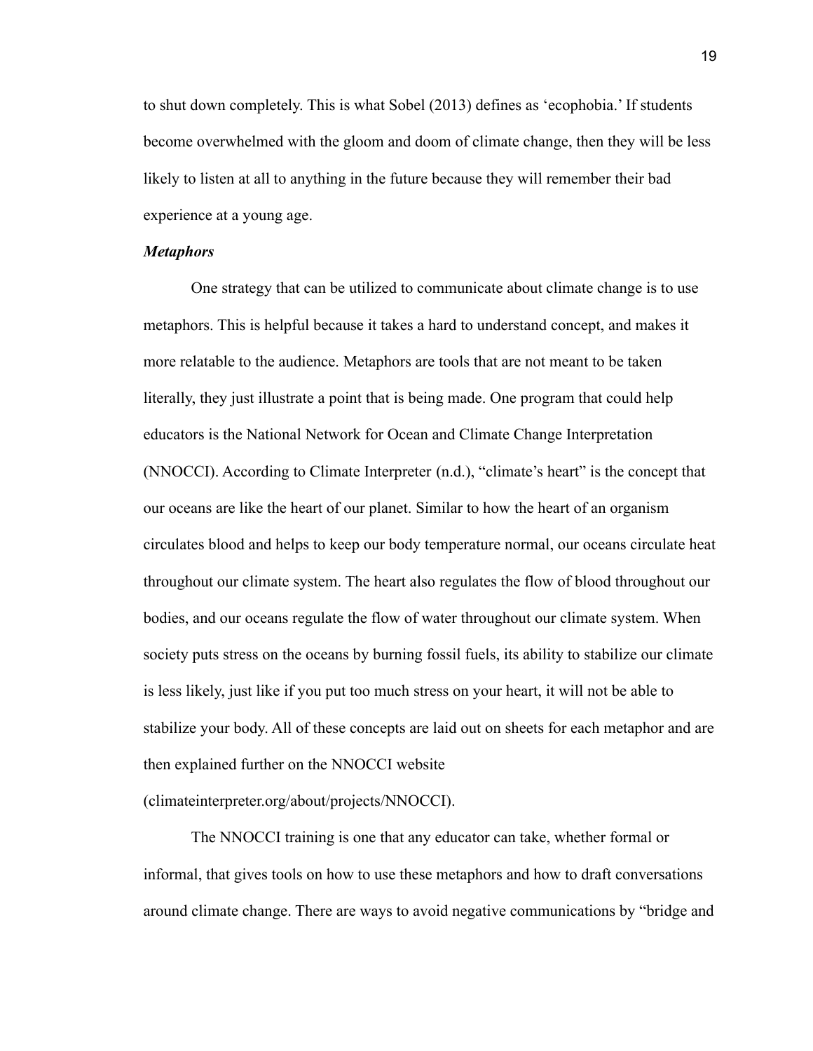to shut down completely. This is what Sobel (2013) defines as 'ecophobia.' If students become overwhelmed with the gloom and doom of climate change, then they will be less likely to listen at all to anything in the future because they will remember their bad experience at a young age.

### *Metaphors*

One strategy that can be utilized to communicate about climate change is to use metaphors. This is helpful because it takes a hard to understand concept, and makes it more relatable to the audience. Metaphors are tools that are not meant to be taken literally, they just illustrate a point that is being made. One program that could help educators is the National Network for Ocean and Climate Change Interpretation (NNOCCI). According to Climate Interpreter (n.d.), "climate's heart" is the concept that our oceans are like the heart of our planet. Similar to how the heart of an organism circulates blood and helps to keep our body temperature normal, our oceans circulate heat throughout our climate system. The heart also regulates the flow of blood throughout our bodies, and our oceans regulate the flow of water throughout our climate system. When society puts stress on the oceans by burning fossil fuels, its ability to stabilize our climate is less likely, just like if you put too much stress on your heart, it will not be able to stabilize your body. All of these concepts are laid out on sheets for each metaphor and are then explained further on the NNOCCI website (climateinterpreter.org/about/projects/NNOCCI).

The NNOCCI training is one that any educator can take, whether formal or informal, that gives tools on how to use these metaphors and how to draft conversations around climate change. There are ways to avoid negative communications by "bridge and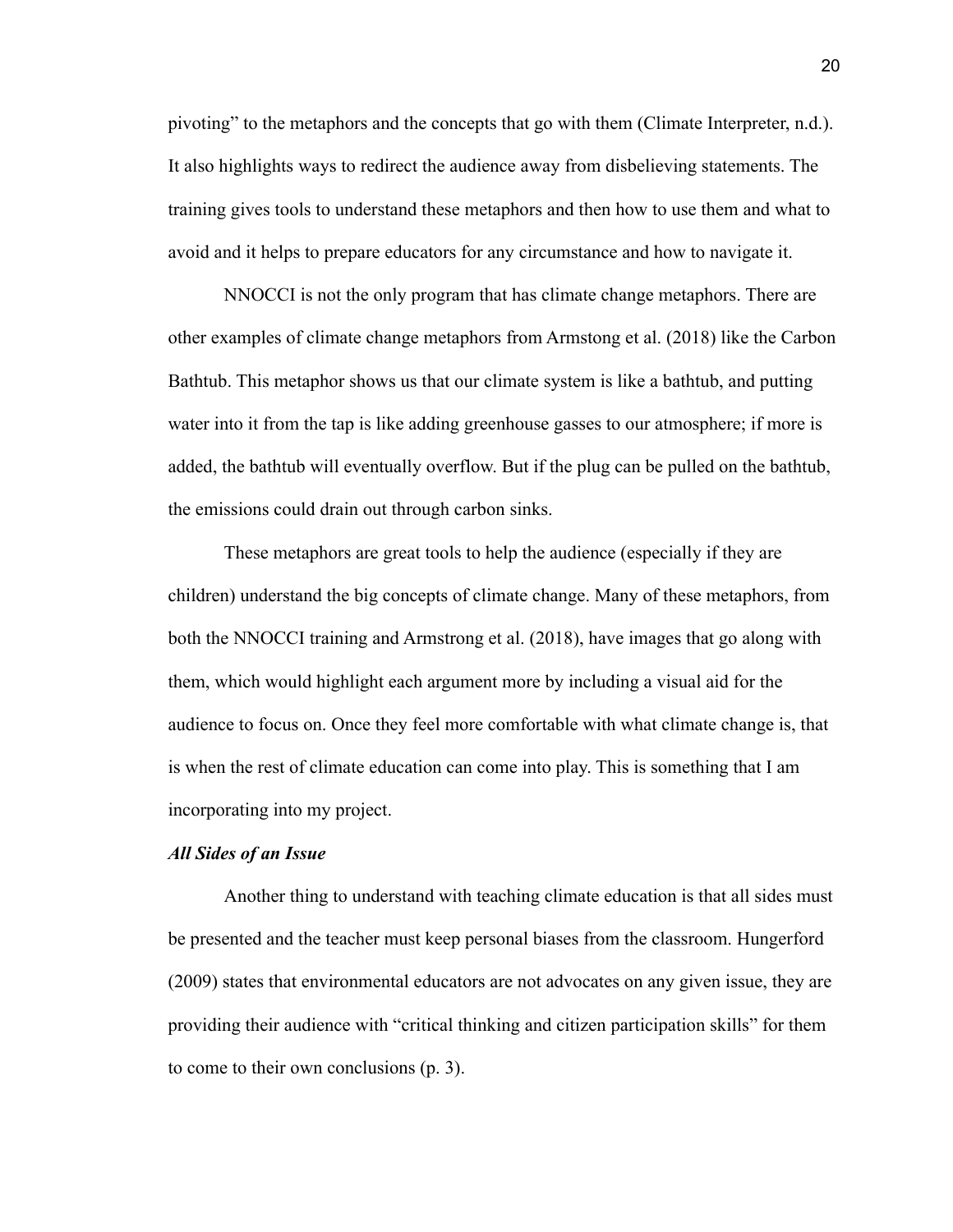pivoting" to the metaphors and the concepts that go with them (Climate Interpreter, n.d.). It also highlights ways to redirect the audience away from disbelieving statements. The training gives tools to understand these metaphors and then how to use them and what to avoid and it helps to prepare educators for any circumstance and how to navigate it.

NNOCCI is not the only program that has climate change metaphors. There are other examples of climate change metaphors from Armstong et al. (2018) like the Carbon Bathtub. This metaphor shows us that our climate system is like a bathtub, and putting water into it from the tap is like adding greenhouse gasses to our atmosphere; if more is added, the bathtub will eventually overflow. But if the plug can be pulled on the bathtub, the emissions could drain out through carbon sinks.

These metaphors are great tools to help the audience (especially if they are children) understand the big concepts of climate change. Many of these metaphors, from both the NNOCCI training and Armstrong et al. (2018), have images that go along with them, which would highlight each argument more by including a visual aid for the audience to focus on. Once they feel more comfortable with what climate change is, that is when the rest of climate education can come into play. This is something that I am incorporating into my project.

### ***All Sides of an Issue***

Another thing to understand with teaching climate education is that all sides must be presented and the teacher must keep personal biases from the classroom. Hungerford (2009) states that environmental educators are not advocates on any given issue, they are providing their audience with "critical thinking and citizen participation skills" for them to come to their own conclusions (p. 3).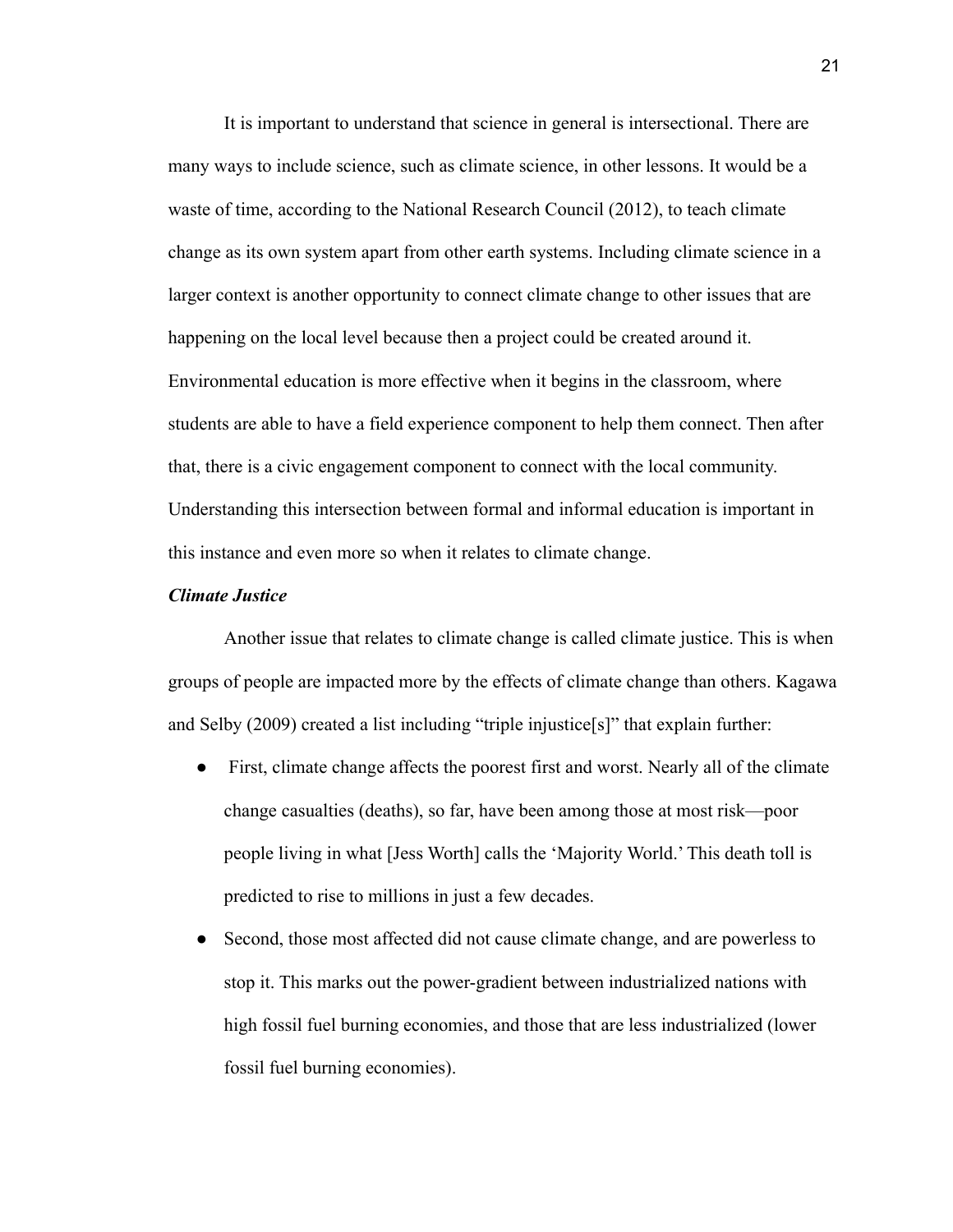It is important to understand that science in general is intersectional. There are many ways to include science, such as climate science, in other lessons. It would be a waste of time, according to the National Research Council (2012), to teach climate change as its own system apart from other earth systems. Including climate science in a larger context is another opportunity to connect climate change to other issues that are happening on the local level because then a project could be created around it. Environmental education is more effective when it begins in the classroom, where students are able to have a field experience component to help them connect. Then after that, there is a civic engagement component to connect with the local community. Understanding this intersection between formal and informal education is important in this instance and even more so when it relates to climate change.

***Climate Justice***

Another issue that relates to climate change is called climate justice. This is when groups of people are impacted more by the effects of climate change than others. Kagawa and Selby (2009) created a list including "triple injustice[s]" that explain further:

- First, climate change affects the poorest first and worst. Nearly all of the climate change casualties (deaths), so far, have been among those at most risk—poor people living in what [Jess Worth] calls the 'Majority World.' This death toll is predicted to rise to millions in just a few decades.
- Second, those most affected did not cause climate change, and are powerless to stop it. This marks out the power-gradient between industrialized nations with high fossil fuel burning economies, and those that are less industrialized (lower fossil fuel burning economies).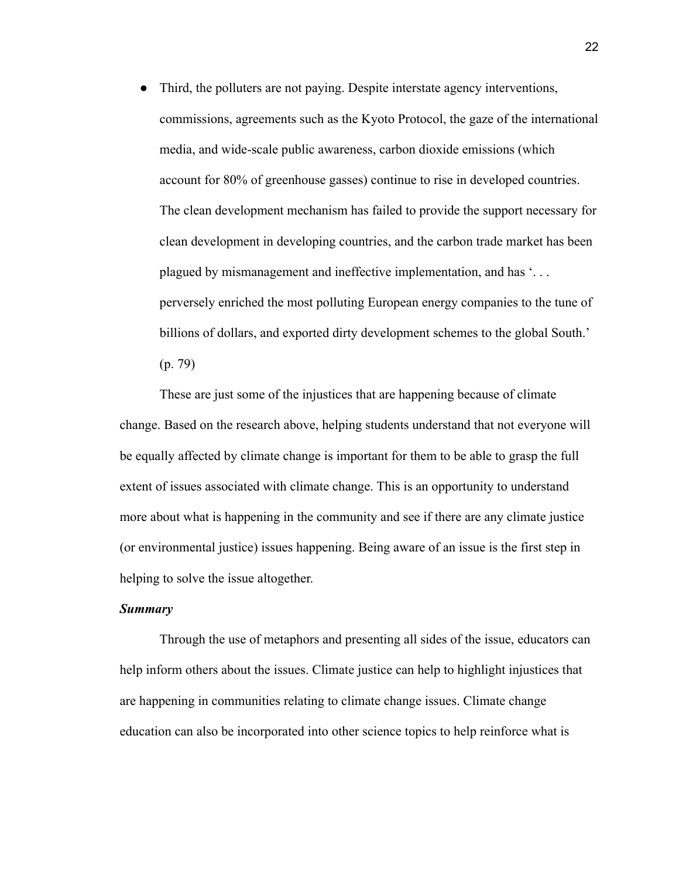- Third, the polluters are not paying. Despite interstate agency interventions, commissions, agreements such as the Kyoto Protocol, the gaze of the international media, and wide-scale public awareness, carbon dioxide emissions (which account for 80% of greenhouse gasses) continue to rise in developed countries. The clean development mechanism has failed to provide the support necessary for clean development in developing countries, and the carbon trade market has been plagued by mismanagement and ineffective implementation, and has '. . . perversely enriched the most polluting European energy companies to the tune of billions of dollars, and exported dirty development schemes to the global South.' (p. 79)

These are just some of the injustices that are happening because of climate change. Based on the research above, helping students understand that not everyone will be equally affected by climate change is important for them to be able to grasp the full extent of issues associated with climate change. This is an opportunity to understand more about what is happening in the community and see if there are any climate justice (or environmental justice) issues happening. Being aware of an issue is the first step in helping to solve the issue altogether.

***Summary***

Through the use of metaphors and presenting all sides of the issue, educators can help inform others about the issues. Climate justice can help to highlight injustices that are happening in communities relating to climate change issues. Climate change education can also be incorporated into other science topics to help reinforce what is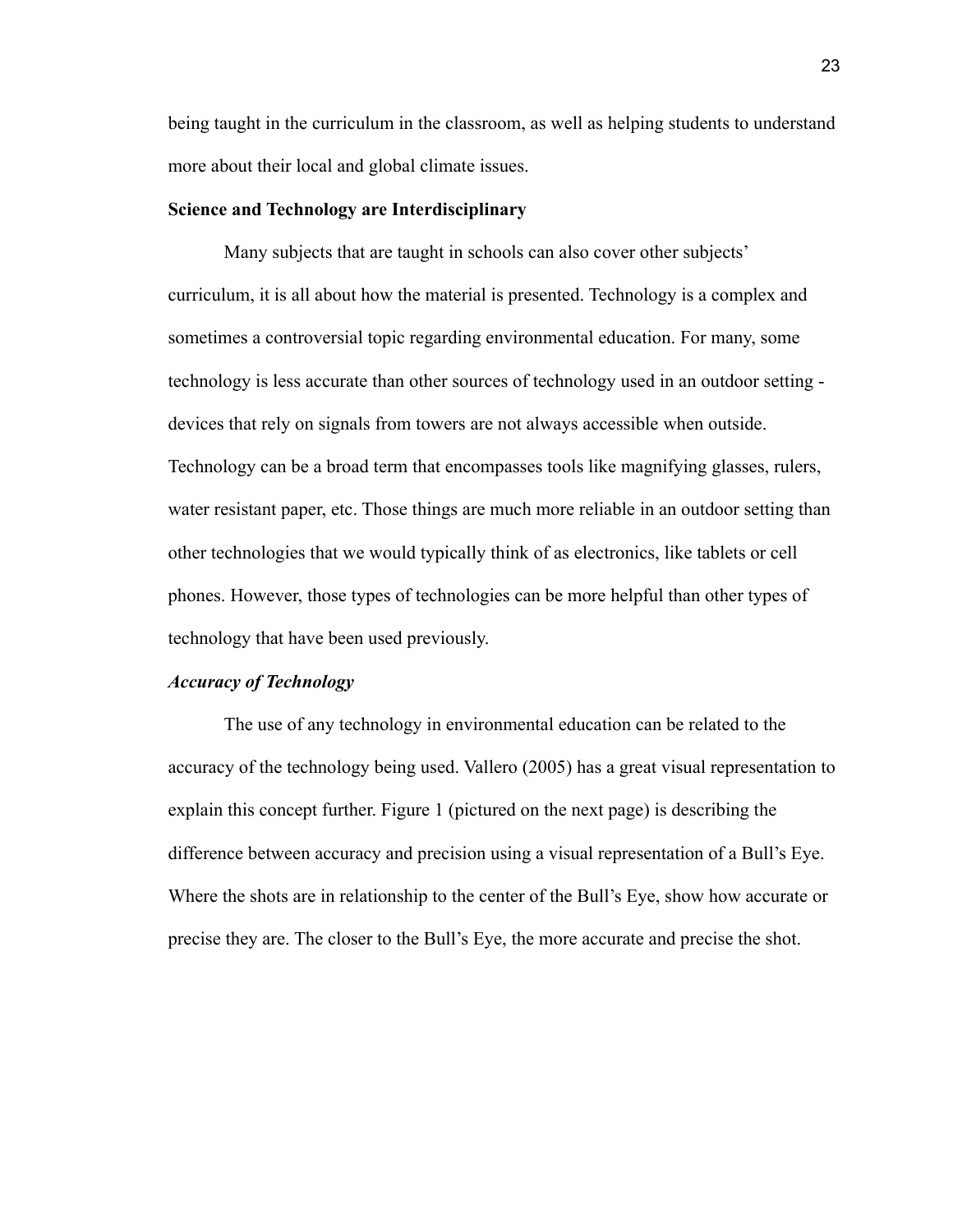being taught in the curriculum in the classroom, as well as helping students to understand more about their local and global climate issues.

**Science and Technology are Interdisciplinary**

Many subjects that are taught in schools can also cover other subjects' curriculum, it is all about how the material is presented. Technology is a complex and sometimes a controversial topic regarding environmental education. For many, some technology is less accurate than other sources of technology used in an outdoor setting - devices that rely on signals from towers are not always accessible when outside. Technology can be a broad term that encompasses tools like magnifying glasses, rulers, water resistant paper, etc. Those things are much more reliable in an outdoor setting than other technologies that we would typically think of as electronics, like tablets or cell phones. However, those types of technologies can be more helpful than other types of technology that have been used previously.

***Accuracy of Technology***

The use of any technology in environmental education can be related to the accuracy of the technology being used. Vallero (2005) has a great visual representation to explain this concept further. Figure 1 (pictured on the next page) is describing the difference between accuracy and precision using a visual representation of a Bull's Eye. Where the shots are in relationship to the center of the Bull's Eye, show how accurate or precise they are. The closer to the Bull's Eye, the more accurate and precise the shot.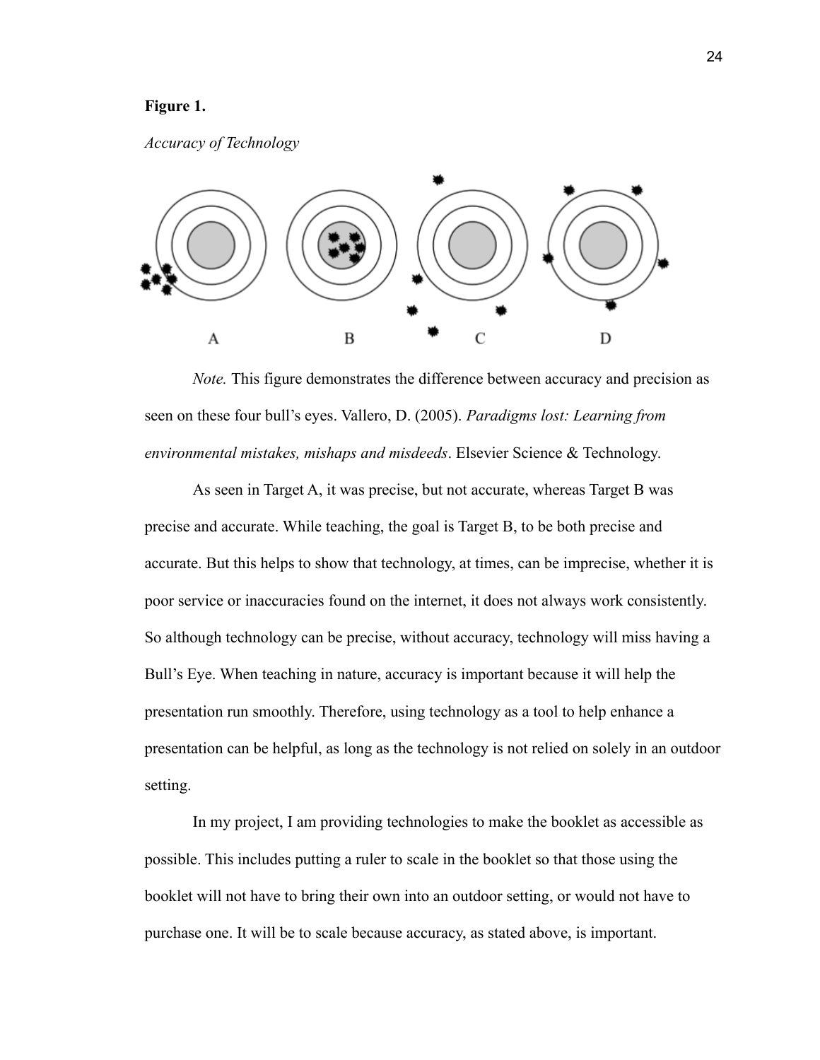**Figure 1.**

*Accuracy of Technology*

A B C D

*Note.* This figure demonstrates the difference between accuracy and precision as seen on these four bull's eyes. Vallero, D. (2005). *Paradigms lost: Learning from environmental mistakes, mishaps and misdeeds*. Elsevier Science & Technology.

As seen in Target A, it was precise, but not accurate, whereas Target B was precise and accurate. While teaching, the goal is Target B, to be both precise and accurate. But this helps to show that technology, at times, can be imprecise, whether it is poor service or inaccuracies found on the internet, it does not always work consistently. So although technology can be precise, without accuracy, technology will miss having a Bull's Eye. When teaching in nature, accuracy is important because it will help the presentation run smoothly. Therefore, using technology as a tool to help enhance a presentation can be helpful, as long as the technology is not relied on solely in an outdoor setting.

In my project, I am providing technologies to make the booklet as accessible as possible. This includes putting a ruler to scale in the booklet so that those using the booklet will not have to bring their own into an outdoor setting, or would not have to purchase one. It will be to scale because accuracy, as stated above, is important.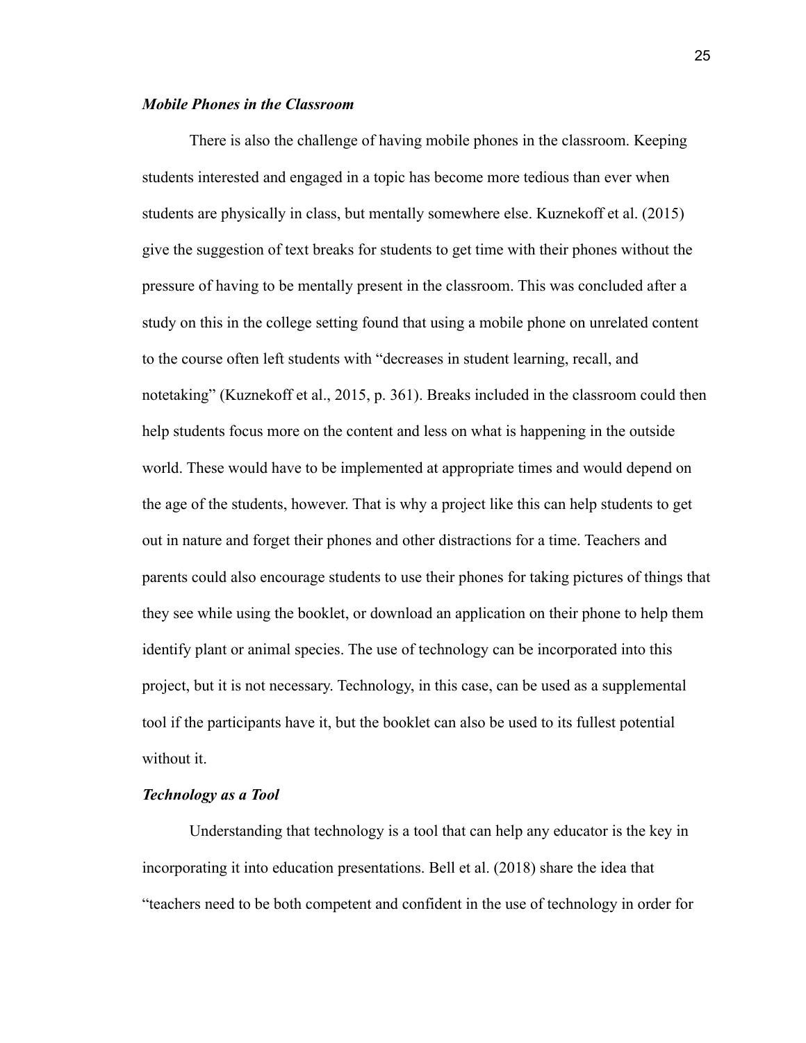### ***Mobile Phones in the Classroom***

There is also the challenge of having mobile phones in the classroom. Keeping students interested and engaged in a topic has become more tedious than ever when students are physically in class, but mentally somewhere else. Kuznekoff et al. (2015) give the suggestion of text breaks for students to get time with their phones without the pressure of having to be mentally present in the classroom. This was concluded after a study on this in the college setting found that using a mobile phone on unrelated content to the course often left students with "decreases in student learning, recall, and notetaking" (Kuznekoff et al., 2015, p. 361). Breaks included in the classroom could then help students focus more on the content and less on what is happening in the outside world. These would have to be implemented at appropriate times and would depend on the age of the students, however. That is why a project like this can help students to get out in nature and forget their phones and other distractions for a time. Teachers and parents could also encourage students to use their phones for taking pictures of things that they see while using the booklet, or download an application on their phone to help them identify plant or animal species. The use of technology can be incorporated into this project, but it is not necessary. Technology, in this case, can be used as a supplemental tool if the participants have it, but the booklet can also be used to its fullest potential without it.

### ***Technology as a Tool***

Understanding that technology is a tool that can help any educator is the key in incorporating it into education presentations. Bell et al. (2018) share the idea that "teachers need to be both competent and confident in the use of technology in order for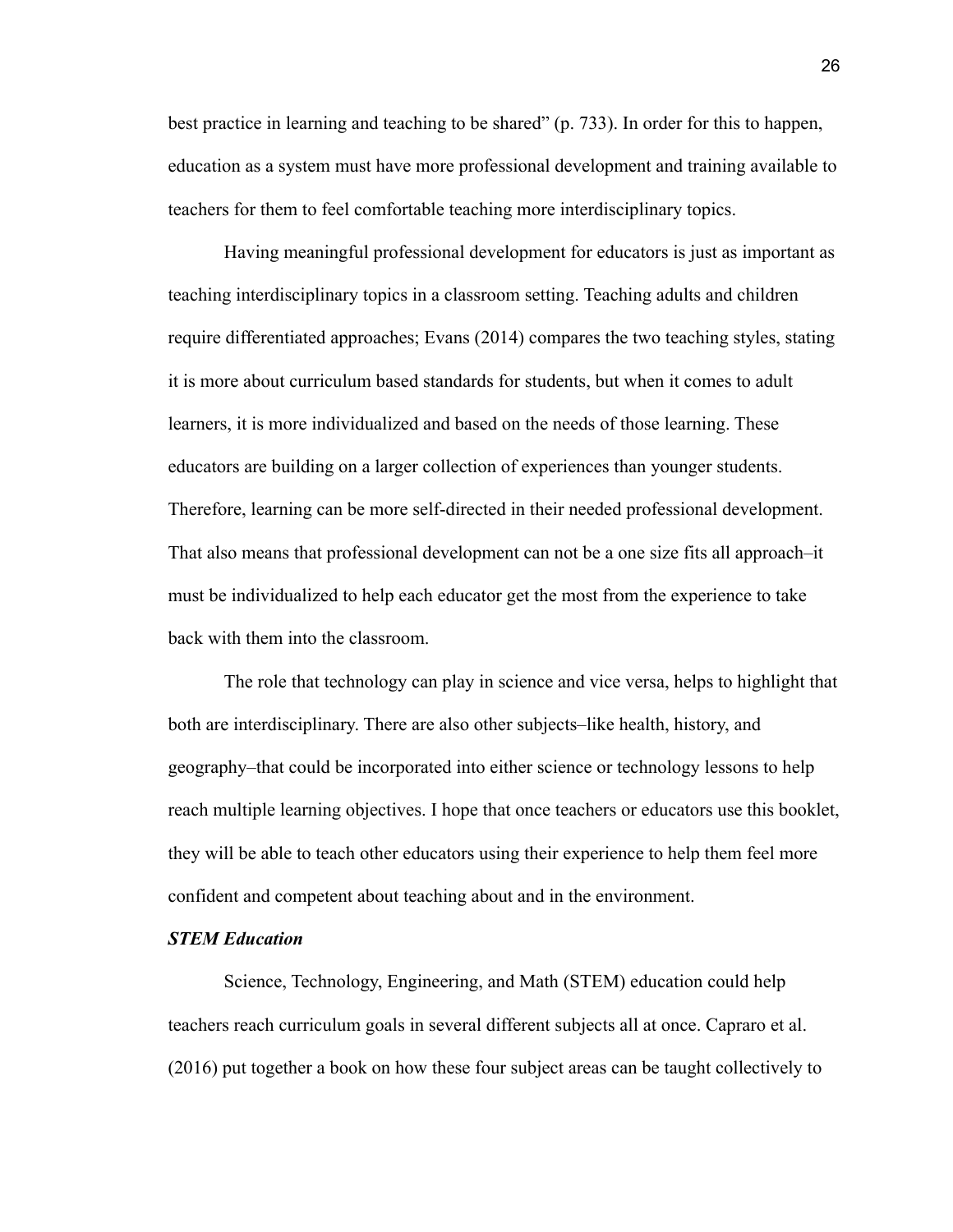best practice in learning and teaching to be shared" (p. 733). In order for this to happen, education as a system must have more professional development and training available to teachers for them to feel comfortable teaching more interdisciplinary topics.

Having meaningful professional development for educators is just as important as teaching interdisciplinary topics in a classroom setting. Teaching adults and children require differentiated approaches; Evans (2014) compares the two teaching styles, stating it is more about curriculum based standards for students, but when it comes to adult learners, it is more individualized and based on the needs of those learning. These educators are building on a larger collection of experiences than younger students. Therefore, learning can be more self-directed in their needed professional development. That also means that professional development can not be a one size fits all approach–it must be individualized to help each educator get the most from the experience to take back with them into the classroom.

The role that technology can play in science and vice versa, helps to highlight that both are interdisciplinary. There are also other subjects–like health, history, and geography–that could be incorporated into either science or technology lessons to help reach multiple learning objectives. I hope that once teachers or educators use this booklet, they will be able to teach other educators using their experience to help them feel more confident and competent about teaching about and in the environment.

***STEM Education***

Science, Technology, Engineering, and Math (STEM) education could help teachers reach curriculum goals in several different subjects all at once. Capraro et al. (2016) put together a book on how these four subject areas can be taught collectively to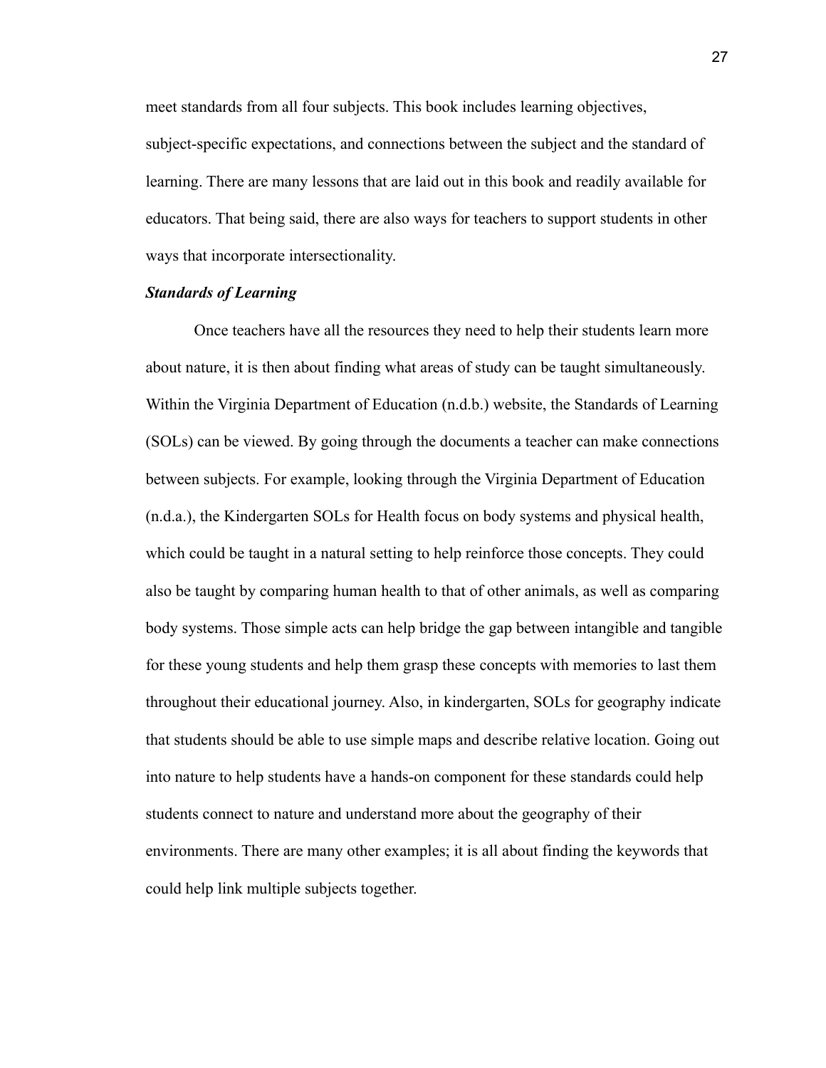meet standards from all four subjects. This book includes learning objectives, subject-specific expectations, and connections between the subject and the standard of learning. There are many lessons that are laid out in this book and readily available for educators. That being said, there are also ways for teachers to support students in other ways that incorporate intersectionality.

### ***Standards of Learning***

Once teachers have all the resources they need to help their students learn more about nature, it is then about finding what areas of study can be taught simultaneously. Within the Virginia Department of Education (n.d.b.) website, the Standards of Learning (SOLs) can be viewed. By going through the documents a teacher can make connections between subjects. For example, looking through the Virginia Department of Education (n.d.a.), the Kindergarten SOLs for Health focus on body systems and physical health, which could be taught in a natural setting to help reinforce those concepts. They could also be taught by comparing human health to that of other animals, as well as comparing body systems. Those simple acts can help bridge the gap between intangible and tangible for these young students and help them grasp these concepts with memories to last them throughout their educational journey. Also, in kindergarten, SOLs for geography indicate that students should be able to use simple maps and describe relative location. Going out into nature to help students have a hands-on component for these standards could help students connect to nature and understand more about the geography of their environments. There are many other examples; it is all about finding the keywords that could help link multiple subjects together.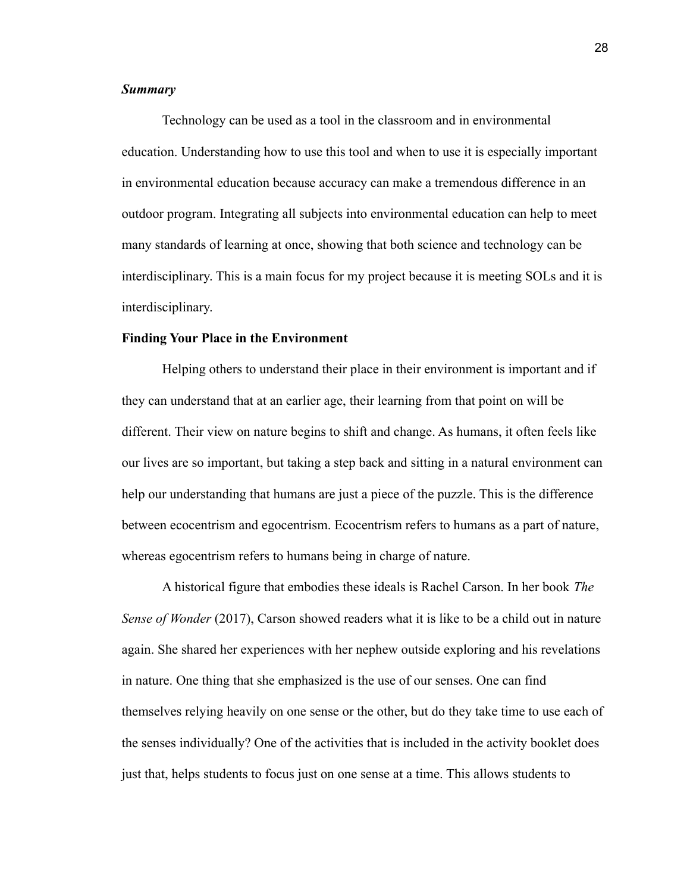### *Summary*

Technology can be used as a tool in the classroom and in environmental education. Understanding how to use this tool and when to use it is especially important in environmental education because accuracy can make a tremendous difference in an outdoor program. Integrating all subjects into environmental education can help to meet many standards of learning at once, showing that both science and technology can be interdisciplinary. This is a main focus for my project because it is meeting SOLs and it is interdisciplinary.

## Finding Your Place in the Environment

Helping others to understand their place in their environment is important and if they can understand that at an earlier age, their learning from that point on will be different. Their view on nature begins to shift and change. As humans, it often feels like our lives are so important, but taking a step back and sitting in a natural environment can help our understanding that humans are just a piece of the puzzle. This is the difference between ecocentrism and egocentrism. Ecocentrism refers to humans as a part of nature, whereas egocentrism refers to humans being in charge of nature.

A historical figure that embodies these ideals is Rachel Carson. In her book *The Sense of Wonder* (2017), Carson showed readers what it is like to be a child out in nature again. She shared her experiences with her nephew outside exploring and his revelations in nature. One thing that she emphasized is the use of our senses. One can find themselves relying heavily on one sense or the other, but do they take time to use each of the senses individually? One of the activities that is included in the activity booklet does just that, helps students to focus just on one sense at a time. This allows students to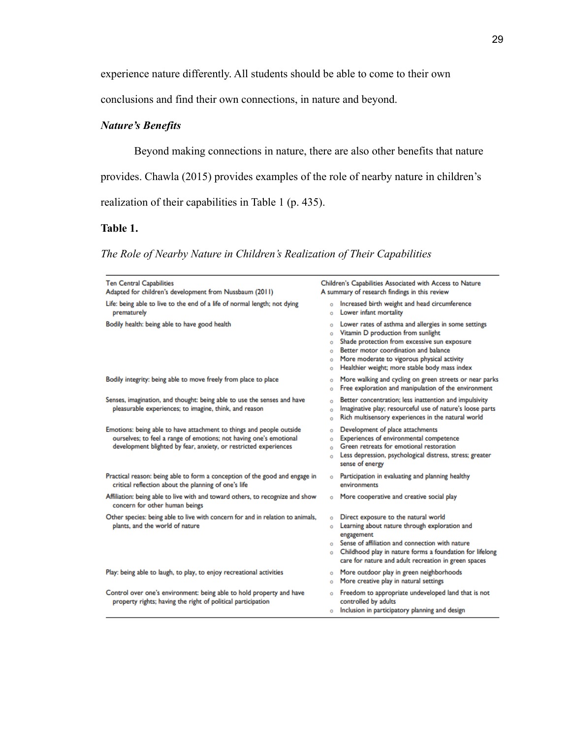experience nature differently. All students should be able to come to their own conclusions and find their own connections, in nature and beyond.

### *Nature's Benefits*

Beyond making connections in nature, there are also other benefits that nature provides. Chawla (2015) provides examples of the role of nearby nature in children's realization of their capabilities in Table 1 (p. 435).

**Table 1.**

*The Role of Nearby Nature in Children's Realization of Their Capabilities*

| Ten Central Capabilities<br>Adapted for children's development from Nussbaum (2011) | Children's Capabilities Associated with Access to Nature<br>A summary of research findings in this review |
|---|---|
| Life: being able to live to the end of a life of normal length; not dying prematurely | ○ Increased birth weight and head circumference<br>○ Lower infant mortality |
| Bodily health: being able to have good health | ○ Lower rates of asthma and allergies in some settings<br>○ Vitamin D production from sunlight<br>○ Shade protection from excessive sun exposure<br>○ Better motor coordination and balance<br>○ More moderate to vigorous physical activity<br>○ Healthier weight; more stable body mass index |
| Bodily integrity: being able to move freely from place to place | ○ More walking and cycling on green streets or near parks<br>○ Free exploration and manipulation of the environment |
| Senses, imagination, and thought: being able to use the senses and have pleasurable experiences; to imagine, think, and reason | ○ Better concentration; less inattention and impulsivity<br>○ Imaginative play; resourceful use of nature's loose parts<br>○ Rich multisensory experiences in the natural world |
| Emotions: being able to have attachment to things and people outside ourselves; to feel a range of emotions; not having one's emotional development blighted by fear, anxiety, or restricted experiences | ○ Development of place attachments<br>○ Experiences of environmental competence<br>○ Green retreats for emotional restoration<br>○ Less depression, psychological distress, stress; greater sense of energy |
| Practical reason: being able to form a conception of the good and engage in critical reflection about the planning of one's life | ○ Participation in evaluating and planning healthy environments |
| Affiliation: being able to live with and toward others, to recognize and show concern for other human beings | ○ More cooperative and creative social play |
| Other species: being able to live with concern for and in relation to animals, plants, and the world of nature | ○ Direct exposure to the natural world<br>○ Learning about nature through exploration and engagement<br>○ Sense of affiliation and connection with nature<br>○ Childhood play in nature forms a foundation for lifelong care for nature and adult recreation in green spaces |
| Play: being able to laugh, to play, to enjoy recreational activities | ○ More outdoor play in green neighborhoods<br>○ More creative play in natural settings |
| Control over one's environment: being able to hold property and have property rights; having the right of political participation | ○ Freedom to appropriate undeveloped land that is not controlled by adults<br>○ Inclusion in participatory planning and design |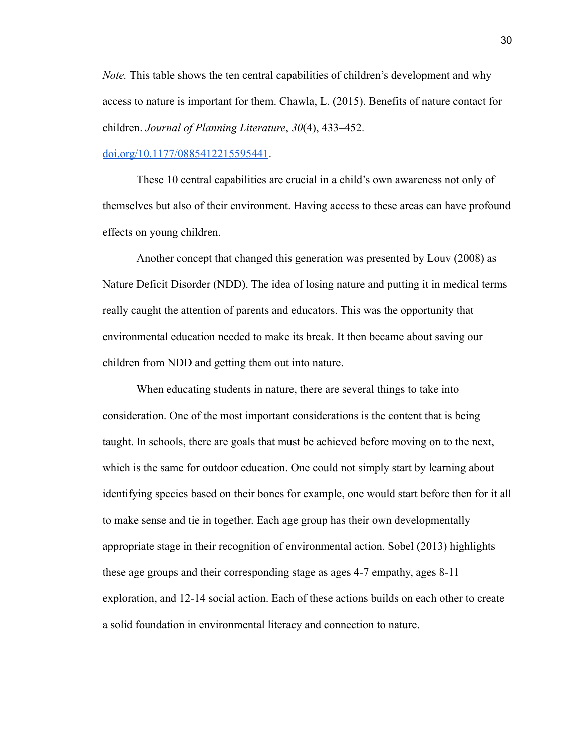*Note.* This table shows the ten central capabilities of children's development and why access to nature is important for them. Chawla, L. (2015). Benefits of nature contact for children. *Journal of Planning Literature*, *30*(4), 433–452. doi.org/10.1177/0885412215595441.

These 10 central capabilities are crucial in a child's own awareness not only of themselves but also of their environment. Having access to these areas can have profound effects on young children.

Another concept that changed this generation was presented by Louv (2008) as Nature Deficit Disorder (NDD). The idea of losing nature and putting it in medical terms really caught the attention of parents and educators. This was the opportunity that environmental education needed to make its break. It then became about saving our children from NDD and getting them out into nature.

When educating students in nature, there are several things to take into consideration. One of the most important considerations is the content that is being taught. In schools, there are goals that must be achieved before moving on to the next, which is the same for outdoor education. One could not simply start by learning about identifying species based on their bones for example, one would start before then for it all to make sense and tie in together. Each age group has their own developmentally appropriate stage in their recognition of environmental action. Sobel (2013) highlights these age groups and their corresponding stage as ages 4-7 empathy, ages 8-11 exploration, and 12-14 social action. Each of these actions builds on each other to create a solid foundation in environmental literacy and connection to nature.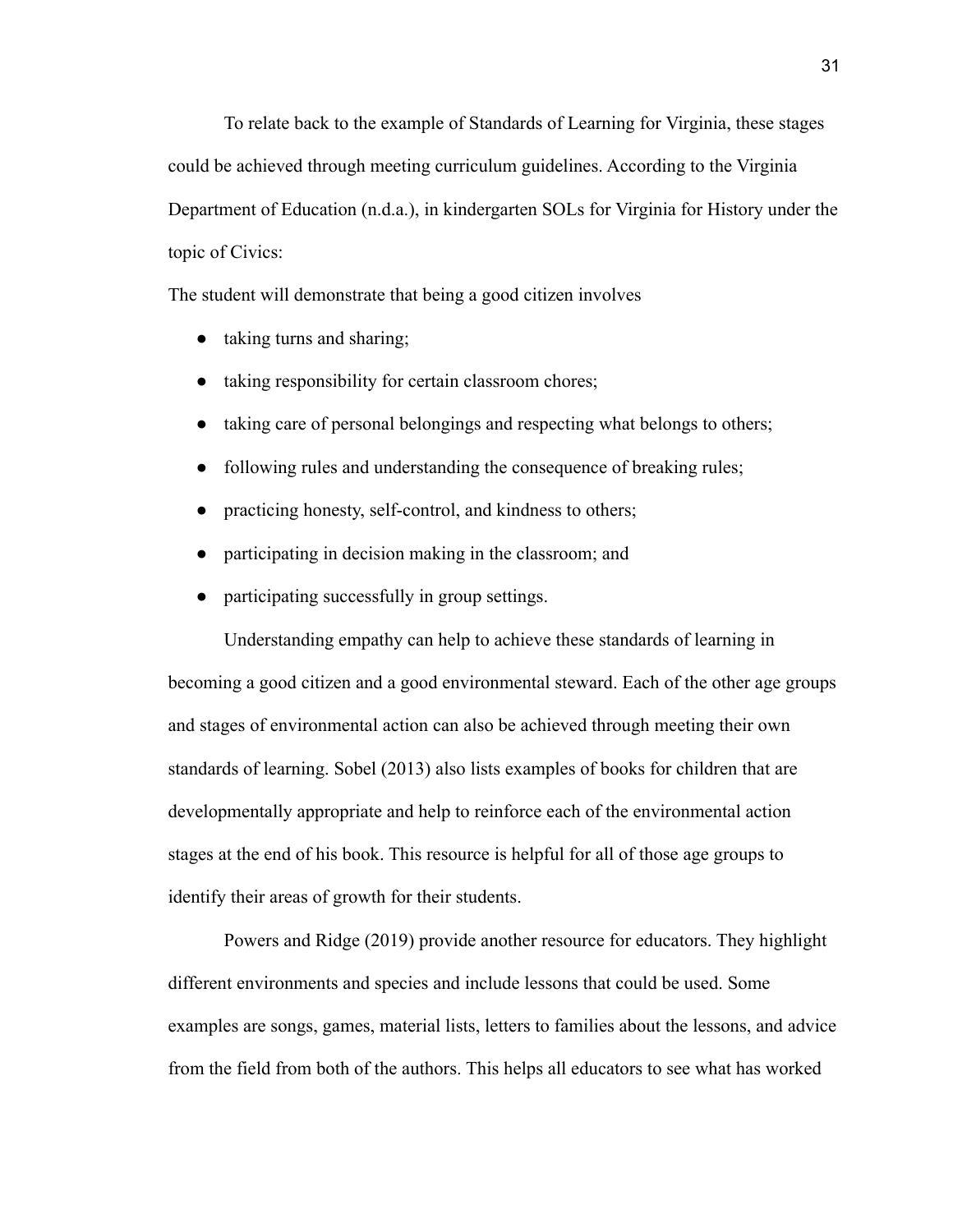To relate back to the example of Standards of Learning for Virginia, these stages could be achieved through meeting curriculum guidelines. According to the Virginia Department of Education (n.d.a.), in kindergarten SOLs for Virginia for History under the topic of Civics:

The student will demonstrate that being a good citizen involves

- taking turns and sharing;
- taking responsibility for certain classroom chores;
- taking care of personal belongings and respecting what belongs to others;
- following rules and understanding the consequence of breaking rules;
- practicing honesty, self-control, and kindness to others;
- participating in decision making in the classroom; and
- participating successfully in group settings.

Understanding empathy can help to achieve these standards of learning in becoming a good citizen and a good environmental steward. Each of the other age groups and stages of environmental action can also be achieved through meeting their own standards of learning. Sobel (2013) also lists examples of books for children that are developmentally appropriate and help to reinforce each of the environmental action stages at the end of his book. This resource is helpful for all of those age groups to identify their areas of growth for their students.

Powers and Ridge (2019) provide another resource for educators. They highlight different environments and species and include lessons that could be used. Some examples are songs, games, material lists, letters to families about the lessons, and advice from the field from both of the authors. This helps all educators to see what has worked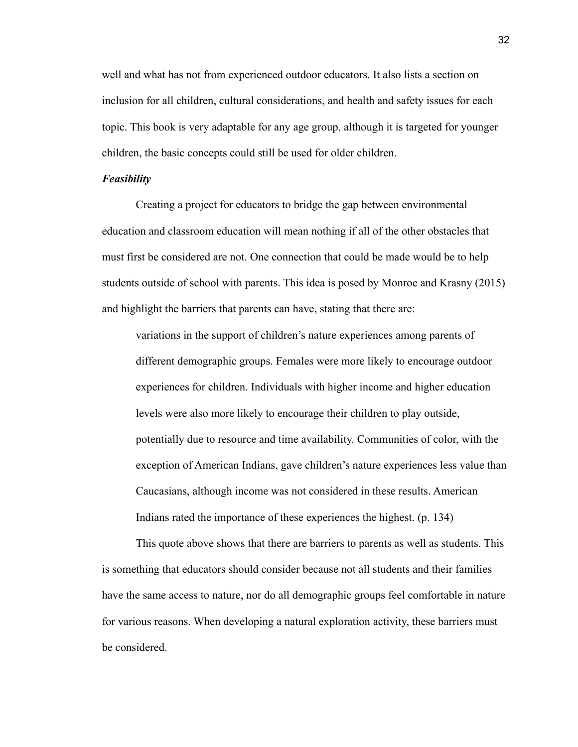well and what has not from experienced outdoor educators. It also lists a section on inclusion for all children, cultural considerations, and health and safety issues for each topic. This book is very adaptable for any age group, although it is targeted for younger children, the basic concepts could still be used for older children.

***Feasibility***

Creating a project for educators to bridge the gap between environmental education and classroom education will mean nothing if all of the other obstacles that must first be considered are not. One connection that could be made would be to help students outside of school with parents. This idea is posed by Monroe and Krasny (2015) and highlight the barriers that parents can have, stating that there are:

> variations in the support of children's nature experiences among parents of different demographic groups. Females were more likely to encourage outdoor experiences for children. Individuals with higher income and higher education levels were also more likely to encourage their children to play outside, potentially due to resource and time availability. Communities of color, with the exception of American Indians, gave children's nature experiences less value than Caucasians, although income was not considered in these results. American Indians rated the importance of these experiences the highest. (p. 134)

This quote above shows that there are barriers to parents as well as students. This is something that educators should consider because not all students and their families have the same access to nature, nor do all demographic groups feel comfortable in nature for various reasons. When developing a natural exploration activity, these barriers must be considered.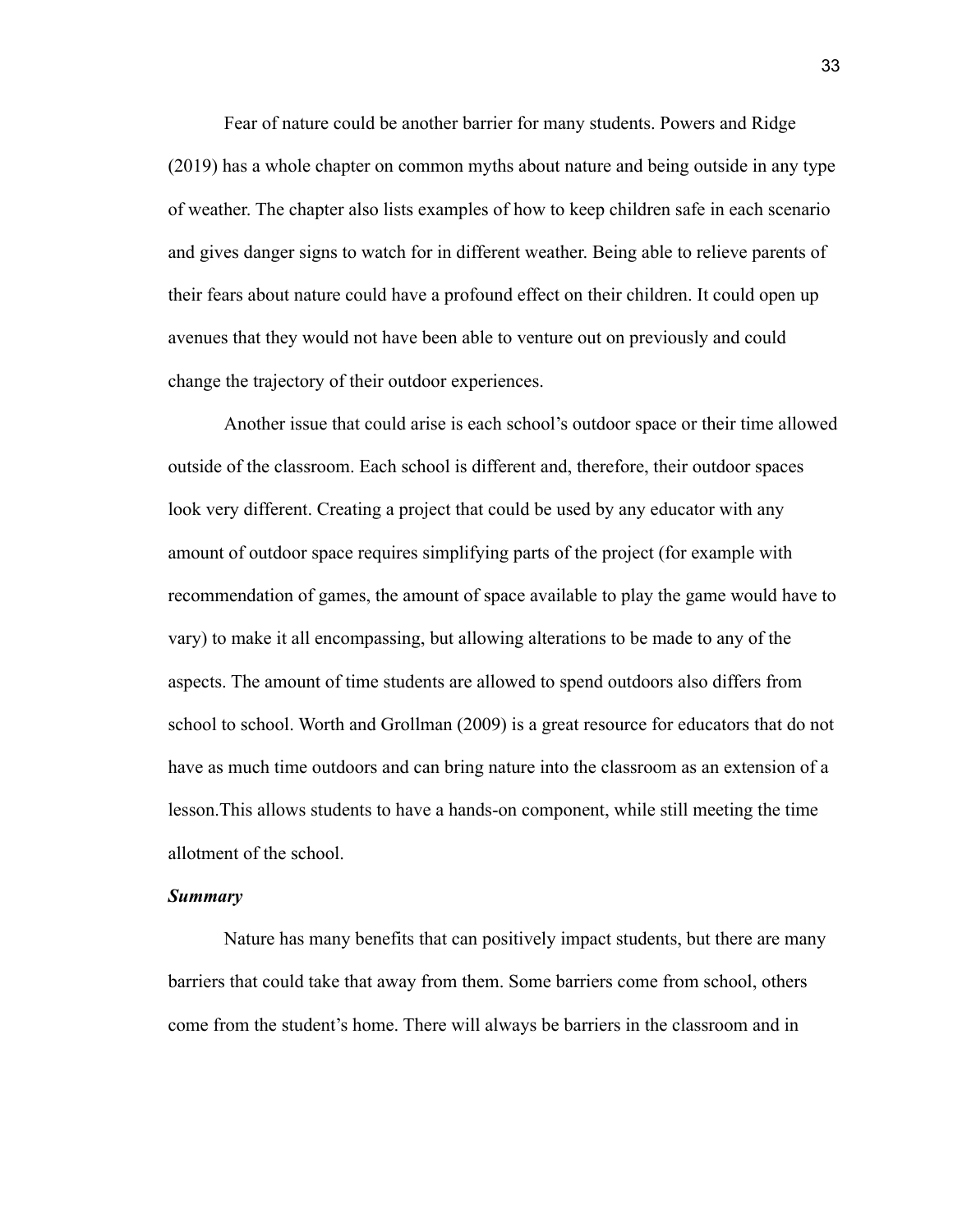Fear of nature could be another barrier for many students. Powers and Ridge (2019) has a whole chapter on common myths about nature and being outside in any type of weather. The chapter also lists examples of how to keep children safe in each scenario and gives danger signs to watch for in different weather. Being able to relieve parents of their fears about nature could have a profound effect on their children. It could open up avenues that they would not have been able to venture out on previously and could change the trajectory of their outdoor experiences.

Another issue that could arise is each school's outdoor space or their time allowed outside of the classroom. Each school is different and, therefore, their outdoor spaces look very different. Creating a project that could be used by any educator with any amount of outdoor space requires simplifying parts of the project (for example with recommendation of games, the amount of space available to play the game would have to vary) to make it all encompassing, but allowing alterations to be made to any of the aspects. The amount of time students are allowed to spend outdoors also differs from school to school. Worth and Grollman (2009) is a great resource for educators that do not have as much time outdoors and can bring nature into the classroom as an extension of a lesson.This allows students to have a hands-on component, while still meeting the time allotment of the school.

***Summary***

Nature has many benefits that can positively impact students, but there are many barriers that could take that away from them. Some barriers come from school, others come from the student's home. There will always be barriers in the classroom and in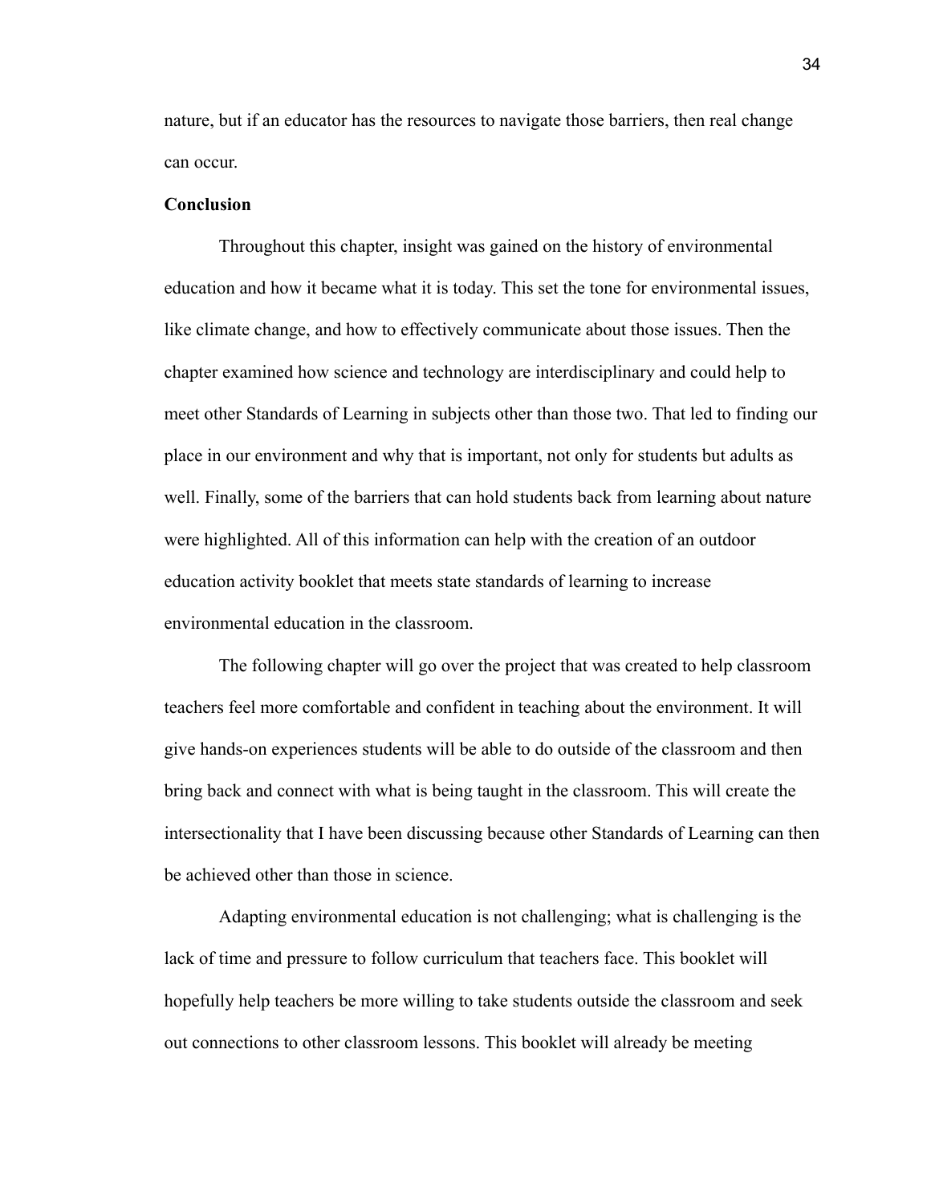nature, but if an educator has the resources to navigate those barriers, then real change can occur.

**Conclusion**

Throughout this chapter, insight was gained on the history of environmental education and how it became what it is today. This set the tone for environmental issues, like climate change, and how to effectively communicate about those issues. Then the chapter examined how science and technology are interdisciplinary and could help to meet other Standards of Learning in subjects other than those two. That led to finding our place in our environment and why that is important, not only for students but adults as well. Finally, some of the barriers that can hold students back from learning about nature were highlighted. All of this information can help with the creation of an outdoor education activity booklet that meets state standards of learning to increase environmental education in the classroom.

The following chapter will go over the project that was created to help classroom teachers feel more comfortable and confident in teaching about the environment. It will give hands-on experiences students will be able to do outside of the classroom and then bring back and connect with what is being taught in the classroom. This will create the intersectionality that I have been discussing because other Standards of Learning can then be achieved other than those in science.

Adapting environmental education is not challenging; what is challenging is the lack of time and pressure to follow curriculum that teachers face. This booklet will hopefully help teachers be more willing to take students outside the classroom and seek out connections to other classroom lessons. This booklet will already be meeting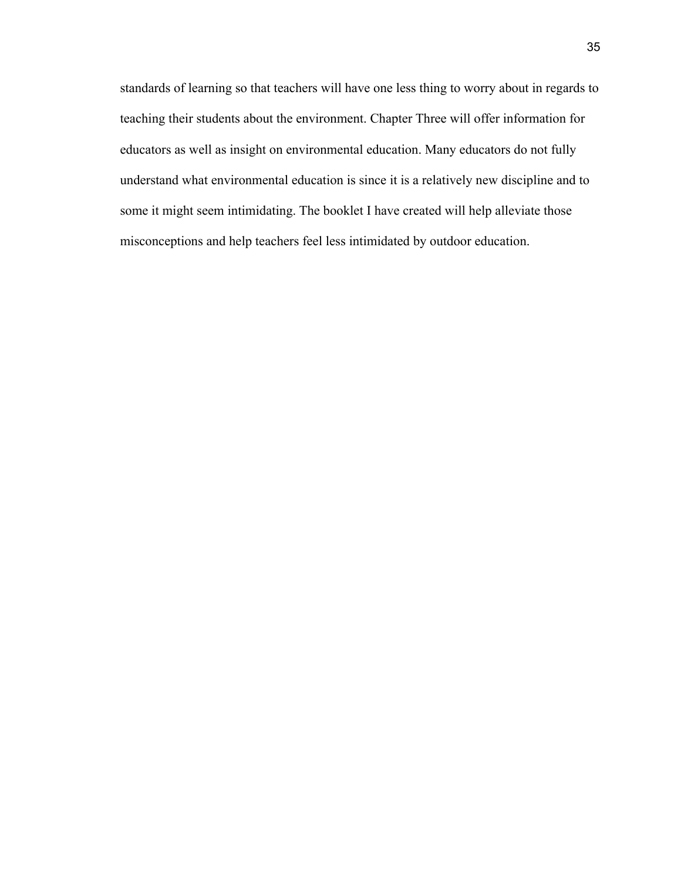standards of learning so that teachers will have one less thing to worry about in regards to teaching their students about the environment. Chapter Three will offer information for educators as well as insight on environmental education. Many educators do not fully understand what environmental education is since it is a relatively new discipline and to some it might seem intimidating. The booklet I have created will help alleviate those misconceptions and help teachers feel less intimidated by outdoor education.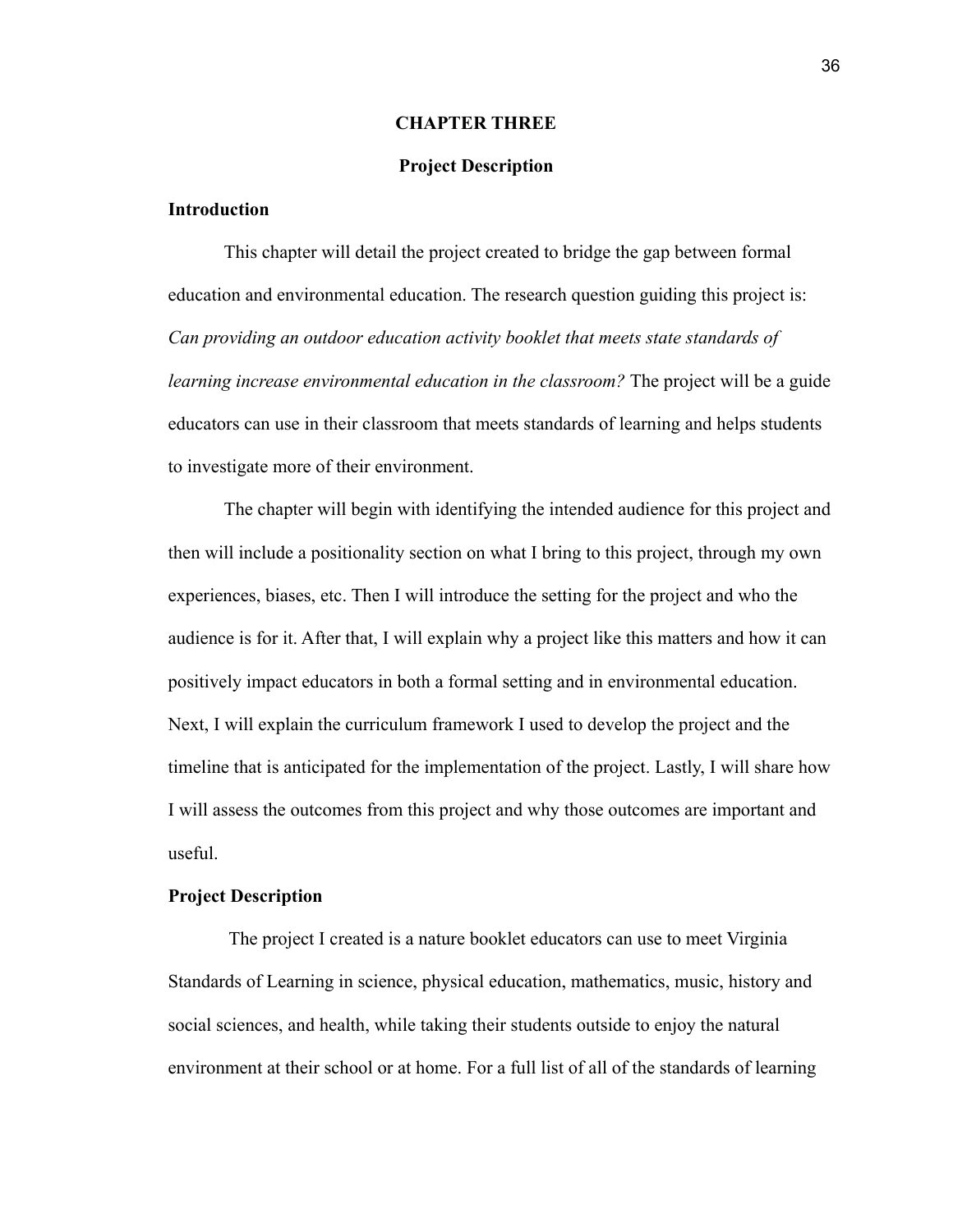# CHAPTER THREE

## Project Description

### Introduction

This chapter will detail the project created to bridge the gap between formal education and environmental education. The research question guiding this project is: *Can providing an outdoor education activity booklet that meets state standards of learning increase environmental education in the classroom?* The project will be a guide educators can use in their classroom that meets standards of learning and helps students to investigate more of their environment.

The chapter will begin with identifying the intended audience for this project and then will include a positionality section on what I bring to this project, through my own experiences, biases, etc. Then I will introduce the setting for the project and who the audience is for it. After that, I will explain why a project like this matters and how it can positively impact educators in both a formal setting and in environmental education. Next, I will explain the curriculum framework I used to develop the project and the timeline that is anticipated for the implementation of the project. Lastly, I will share how I will assess the outcomes from this project and why those outcomes are important and useful.

### Project Description

The project I created is a nature booklet educators can use to meet Virginia Standards of Learning in science, physical education, mathematics, music, history and social sciences, and health, while taking their students outside to enjoy the natural environment at their school or at home. For a full list of all of the standards of learning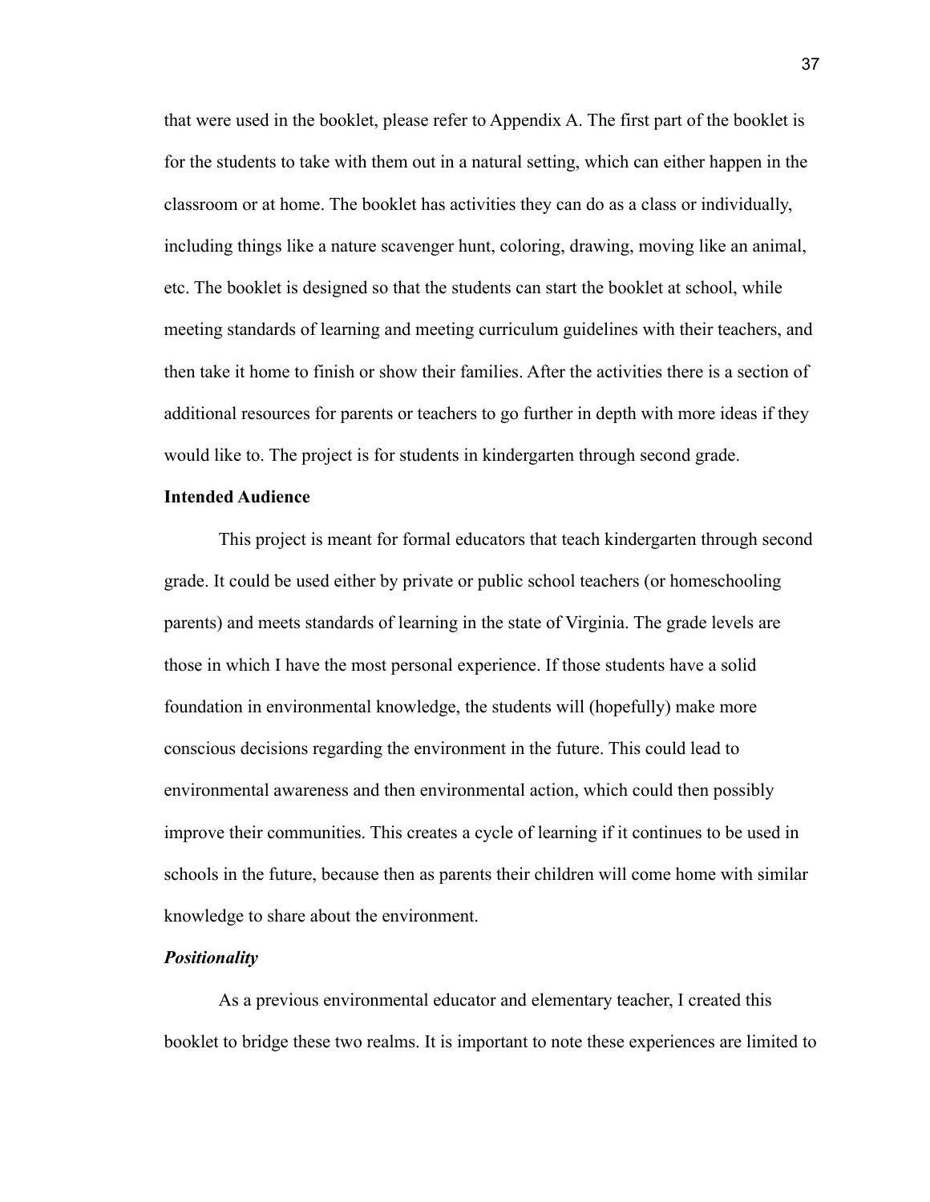that were used in the booklet, please refer to Appendix A. The first part of the booklet is for the students to take with them out in a natural setting, which can either happen in the classroom or at home. The booklet has activities they can do as a class or individually, including things like a nature scavenger hunt, coloring, drawing, moving like an animal, etc. The booklet is designed so that the students can start the booklet at school, while meeting standards of learning and meeting curriculum guidelines with their teachers, and then take it home to finish or show their families. After the activities there is a section of additional resources for parents or teachers to go further in depth with more ideas if they would like to. The project is for students in kindergarten through second grade.

**Intended Audience**

This project is meant for formal educators that teach kindergarten through second grade. It could be used either by private or public school teachers (or homeschooling parents) and meets standards of learning in the state of Virginia. The grade levels are those in which I have the most personal experience. If those students have a solid foundation in environmental knowledge, the students will (hopefully) make more conscious decisions regarding the environment in the future. This could lead to environmental awareness and then environmental action, which could then possibly improve their communities. This creates a cycle of learning if it continues to be used in schools in the future, because then as parents their children will come home with similar knowledge to share about the environment.

***Positionality***

As a previous environmental educator and elementary teacher, I created this booklet to bridge these two realms. It is important to note these experiences are limited to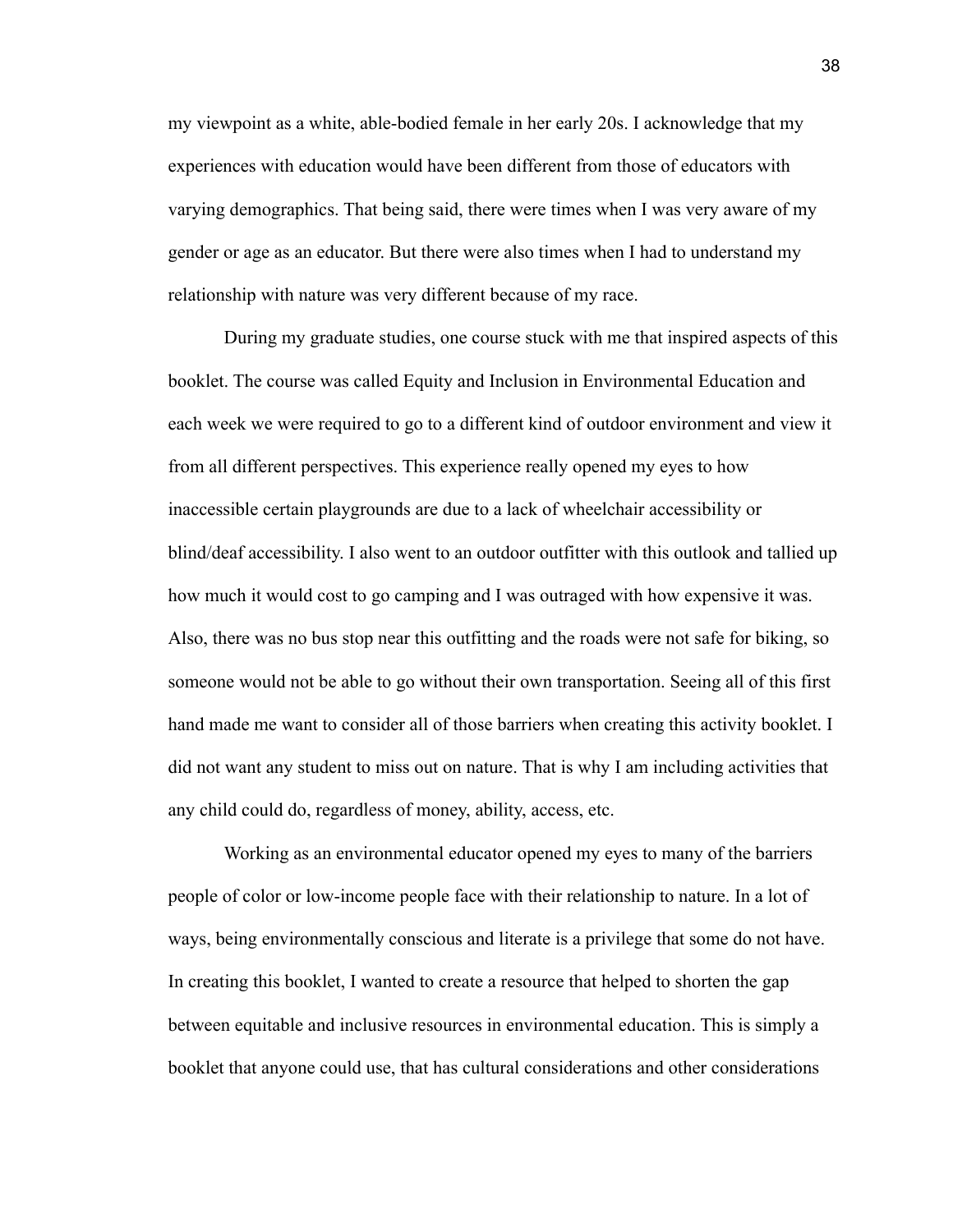my viewpoint as a white, able-bodied female in her early 20s. I acknowledge that my experiences with education would have been different from those of educators with varying demographics. That being said, there were times when I was very aware of my gender or age as an educator. But there were also times when I had to understand my relationship with nature was very different because of my race.

During my graduate studies, one course stuck with me that inspired aspects of this booklet. The course was called Equity and Inclusion in Environmental Education and each week we were required to go to a different kind of outdoor environment and view it from all different perspectives. This experience really opened my eyes to how inaccessible certain playgrounds are due to a lack of wheelchair accessibility or blind/deaf accessibility. I also went to an outdoor outfitter with this outlook and tallied up how much it would cost to go camping and I was outraged with how expensive it was. Also, there was no bus stop near this outfitting and the roads were not safe for biking, so someone would not be able to go without their own transportation. Seeing all of this first hand made me want to consider all of those barriers when creating this activity booklet. I did not want any student to miss out on nature. That is why I am including activities that any child could do, regardless of money, ability, access, etc.

Working as an environmental educator opened my eyes to many of the barriers people of color or low-income people face with their relationship to nature. In a lot of ways, being environmentally conscious and literate is a privilege that some do not have. In creating this booklet, I wanted to create a resource that helped to shorten the gap between equitable and inclusive resources in environmental education. This is simply a booklet that anyone could use, that has cultural considerations and other considerations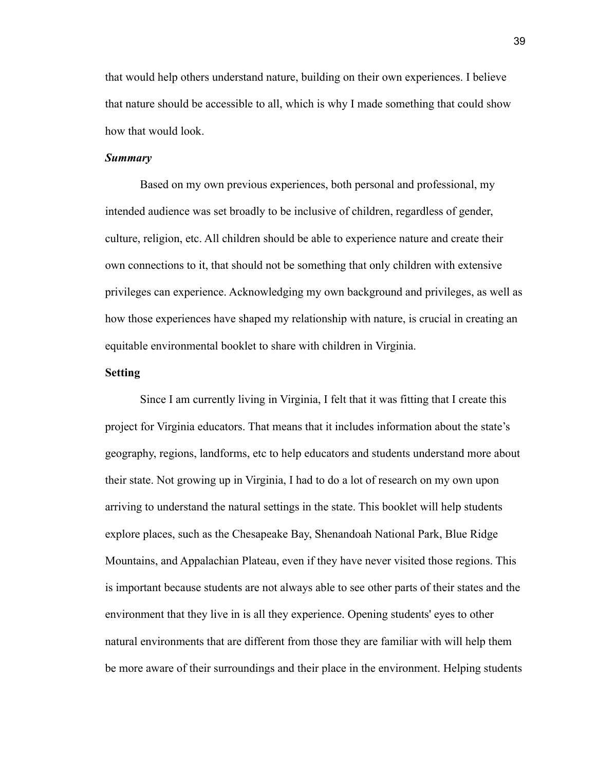that would help others understand nature, building on their own experiences. I believe that nature should be accessible to all, which is why I made something that could show how that would look.

### ***Summary***

Based on my own previous experiences, both personal and professional, my intended audience was set broadly to be inclusive of children, regardless of gender, culture, religion, etc. All children should be able to experience nature and create their own connections to it, that should not be something that only children with extensive privileges can experience. Acknowledging my own background and privileges, as well as how those experiences have shaped my relationship with nature, is crucial in creating an equitable environmental booklet to share with children in Virginia.

## **Setting**

Since I am currently living in Virginia, I felt that it was fitting that I create this project for Virginia educators. That means that it includes information about the state's geography, regions, landforms, etc to help educators and students understand more about their state. Not growing up in Virginia, I had to do a lot of research on my own upon arriving to understand the natural settings in the state. This booklet will help students explore places, such as the Chesapeake Bay, Shenandoah National Park, Blue Ridge Mountains, and Appalachian Plateau, even if they have never visited those regions. This is important because students are not always able to see other parts of their states and the environment that they live in is all they experience. Opening students' eyes to other natural environments that are different from those they are familiar with will help them be more aware of their surroundings and their place in the environment. Helping students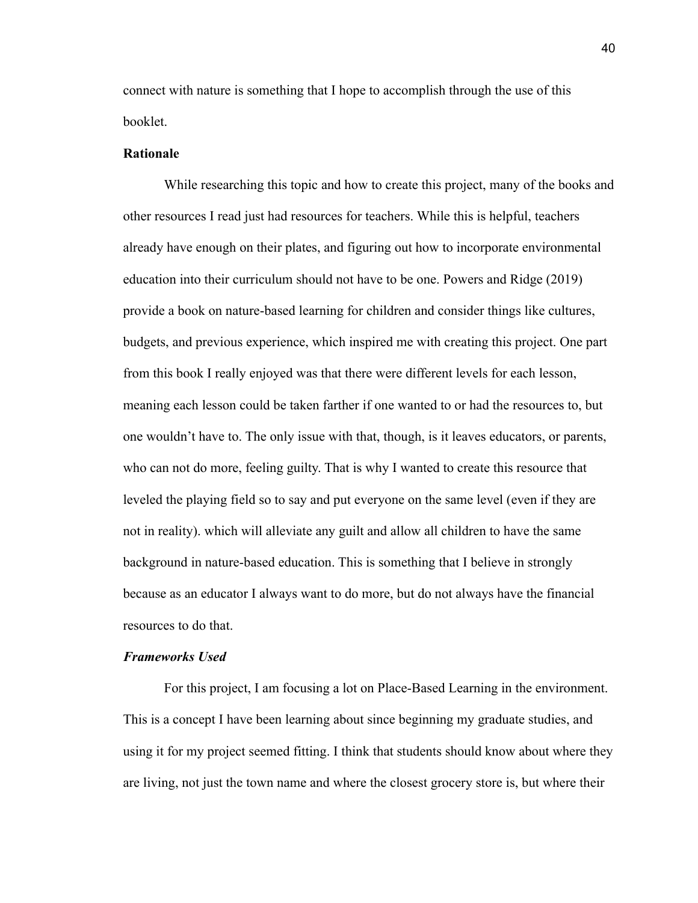connect with nature is something that I hope to accomplish through the use of this booklet.

## Rationale

While researching this topic and how to create this project, many of the books and other resources I read just had resources for teachers. While this is helpful, teachers already have enough on their plates, and figuring out how to incorporate environmental education into their curriculum should not have to be one. Powers and Ridge (2019) provide a book on nature-based learning for children and consider things like cultures, budgets, and previous experience, which inspired me with creating this project. One part from this book I really enjoyed was that there were different levels for each lesson, meaning each lesson could be taken farther if one wanted to or had the resources to, but one wouldn't have to. The only issue with that, though, is it leaves educators, or parents, who can not do more, feeling guilty. That is why I wanted to create this resource that leveled the playing field so to say and put everyone on the same level (even if they are not in reality). which will alleviate any guilt and allow all children to have the same background in nature-based education. This is something that I believe in strongly because as an educator I always want to do more, but do not always have the financial resources to do that.

### *Frameworks Used*

For this project, I am focusing a lot on Place-Based Learning in the environment. This is a concept I have been learning about since beginning my graduate studies, and using it for my project seemed fitting. I think that students should know about where they are living, not just the town name and where the closest grocery store is, but where their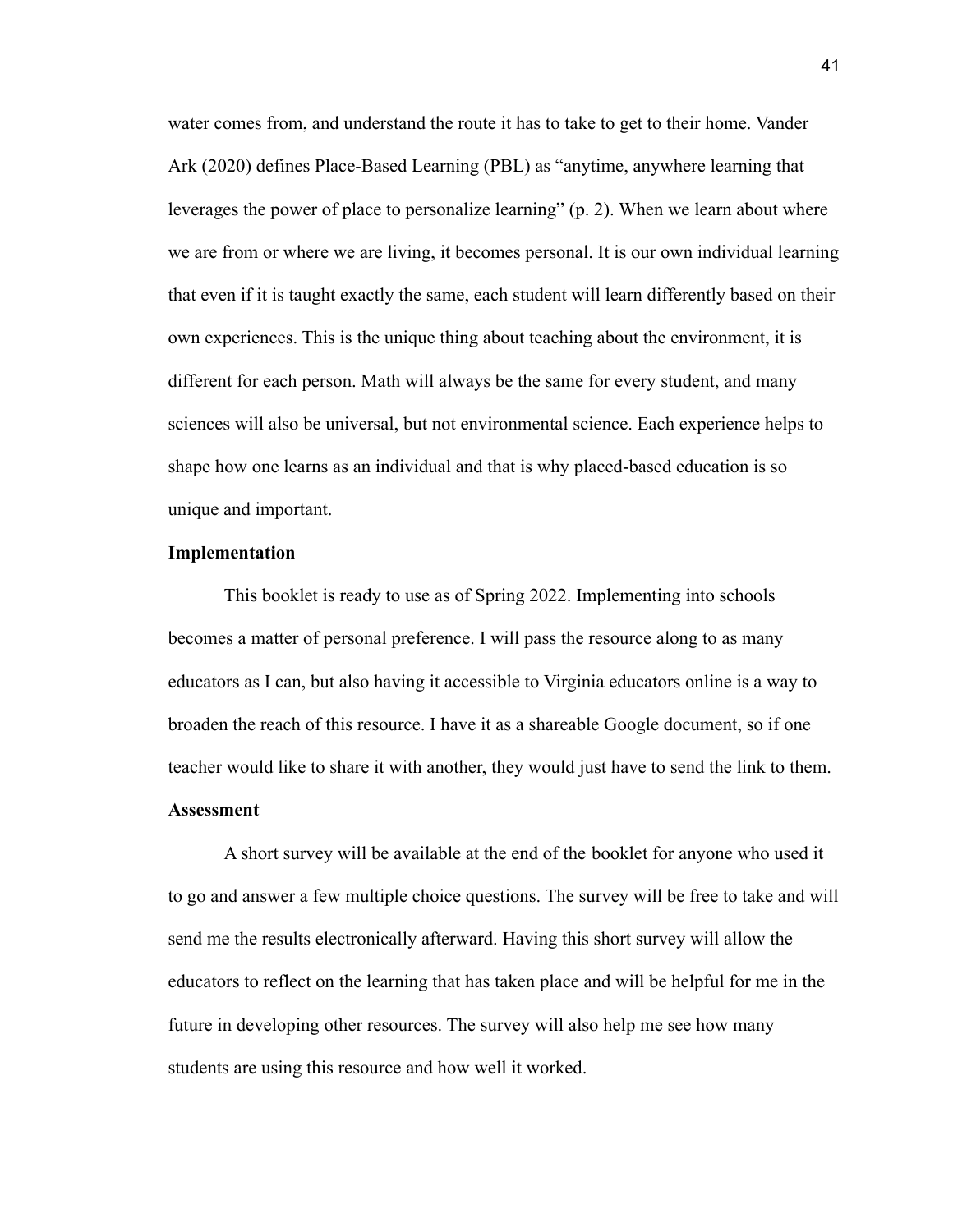water comes from, and understand the route it has to take to get to their home. Vander Ark (2020) defines Place-Based Learning (PBL) as "anytime, anywhere learning that leverages the power of place to personalize learning" (p. 2). When we learn about where we are from or where we are living, it becomes personal. It is our own individual learning that even if it is taught exactly the same, each student will learn differently based on their own experiences. This is the unique thing about teaching about the environment, it is different for each person. Math will always be the same for every student, and many sciences will also be universal, but not environmental science. Each experience helps to shape how one learns as an individual and that is why placed-based education is so unique and important.

**Implementation**

This booklet is ready to use as of Spring 2022. Implementing into schools becomes a matter of personal preference. I will pass the resource along to as many educators as I can, but also having it accessible to Virginia educators online is a way to broaden the reach of this resource. I have it as a shareable Google document, so if one teacher would like to share it with another, they would just have to send the link to them.

**Assessment**

A short survey will be available at the end of the booklet for anyone who used it to go and answer a few multiple choice questions. The survey will be free to take and will send me the results electronically afterward. Having this short survey will allow the educators to reflect on the learning that has taken place and will be helpful for me in the future in developing other resources. The survey will also help me see how many students are using this resource and how well it worked.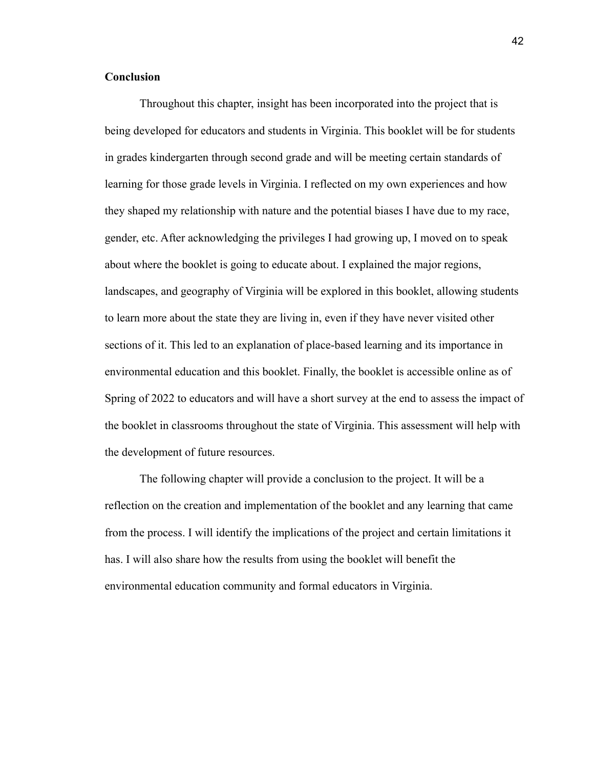**Conclusion**

Throughout this chapter, insight has been incorporated into the project that is being developed for educators and students in Virginia. This booklet will be for students in grades kindergarten through second grade and will be meeting certain standards of learning for those grade levels in Virginia. I reflected on my own experiences and how they shaped my relationship with nature and the potential biases I have due to my race, gender, etc. After acknowledging the privileges I had growing up, I moved on to speak about where the booklet is going to educate about. I explained the major regions, landscapes, and geography of Virginia will be explored in this booklet, allowing students to learn more about the state they are living in, even if they have never visited other sections of it. This led to an explanation of place-based learning and its importance in environmental education and this booklet. Finally, the booklet is accessible online as of Spring of 2022 to educators and will have a short survey at the end to assess the impact of the booklet in classrooms throughout the state of Virginia. This assessment will help with the development of future resources.

The following chapter will provide a conclusion to the project. It will be a reflection on the creation and implementation of the booklet and any learning that came from the process. I will identify the implications of the project and certain limitations it has. I will also share how the results from using the booklet will benefit the environmental education community and formal educators in Virginia.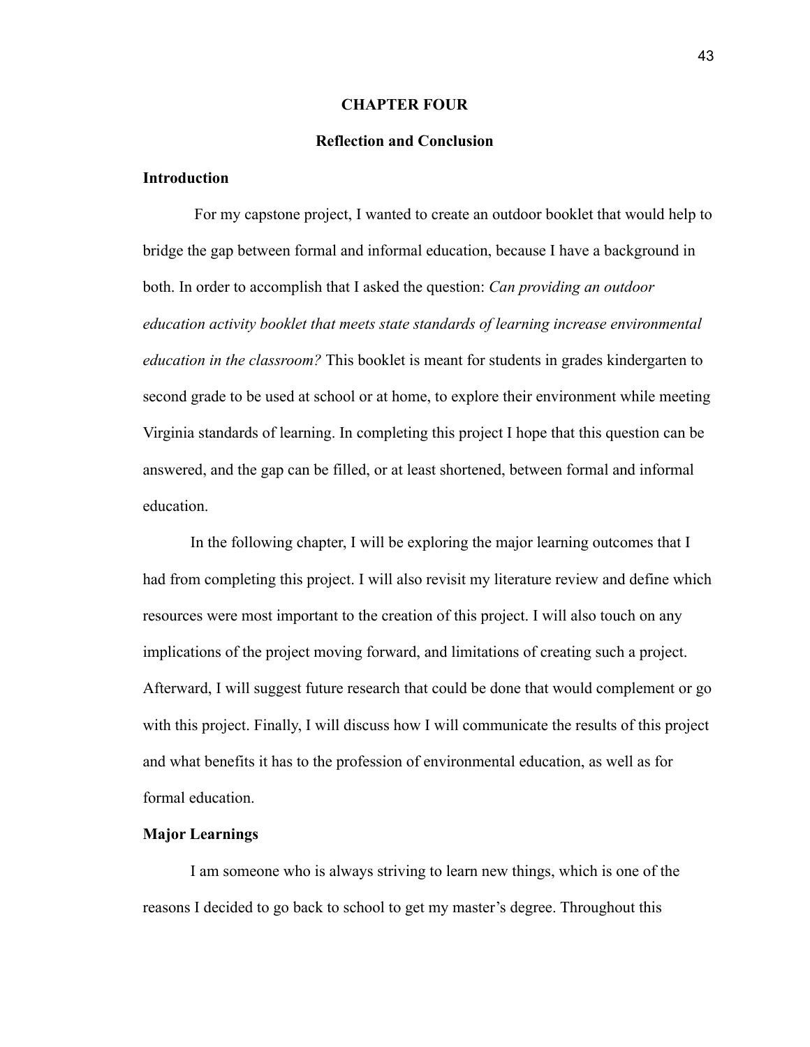# CHAPTER FOUR

## Reflection and Conclusion

### Introduction

For my capstone project, I wanted to create an outdoor booklet that would help to bridge the gap between formal and informal education, because I have a background in both. In order to accomplish that I asked the question: *Can providing an outdoor education activity booklet that meets state standards of learning increase environmental education in the classroom?* This booklet is meant for students in grades kindergarten to second grade to be used at school or at home, to explore their environment while meeting Virginia standards of learning. In completing this project I hope that this question can be answered, and the gap can be filled, or at least shortened, between formal and informal education.

In the following chapter, I will be exploring the major learning outcomes that I had from completing this project. I will also revisit my literature review and define which resources were most important to the creation of this project. I will also touch on any implications of the project moving forward, and limitations of creating such a project. Afterward, I will suggest future research that could be done that would complement or go with this project. Finally, I will discuss how I will communicate the results of this project and what benefits it has to the profession of environmental education, as well as for formal education.

### Major Learnings

I am someone who is always striving to learn new things, which is one of the reasons I decided to go back to school to get my master's degree. Throughout this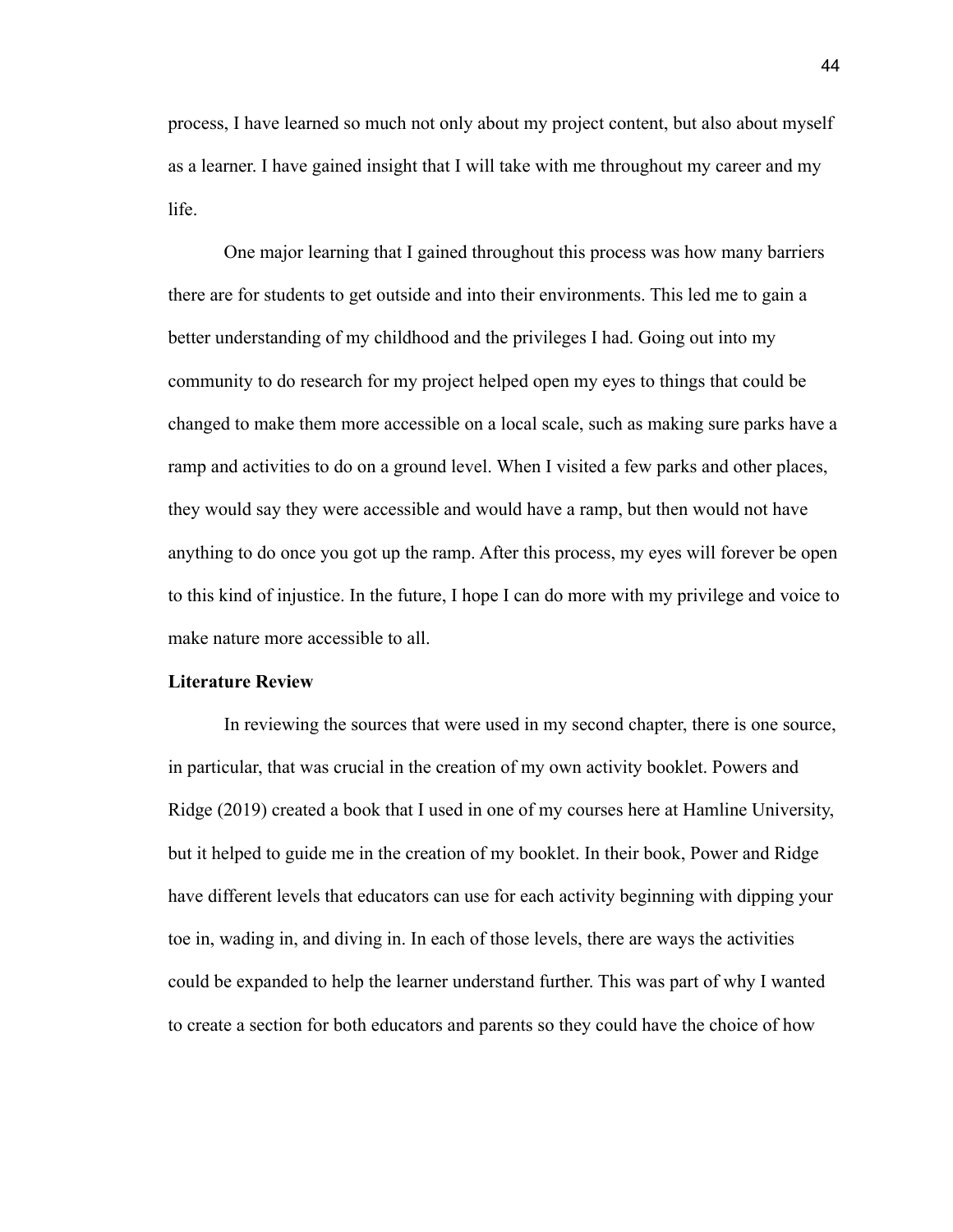process, I have learned so much not only about my project content, but also about myself as a learner. I have gained insight that I will take with me throughout my career and my life.

One major learning that I gained throughout this process was how many barriers there are for students to get outside and into their environments. This led me to gain a better understanding of my childhood and the privileges I had. Going out into my community to do research for my project helped open my eyes to things that could be changed to make them more accessible on a local scale, such as making sure parks have a ramp and activities to do on a ground level. When I visited a few parks and other places, they would say they were accessible and would have a ramp, but then would not have anything to do once you got up the ramp. After this process, my eyes will forever be open to this kind of injustice. In the future, I hope I can do more with my privilege and voice to make nature more accessible to all.

**Literature Review**

In reviewing the sources that were used in my second chapter, there is one source, in particular, that was crucial in the creation of my own activity booklet. Powers and Ridge (2019) created a book that I used in one of my courses here at Hamline University, but it helped to guide me in the creation of my booklet. In their book, Power and Ridge have different levels that educators can use for each activity beginning with dipping your toe in, wading in, and diving in. In each of those levels, there are ways the activities could be expanded to help the learner understand further. This was part of why I wanted to create a section for both educators and parents so they could have the choice of how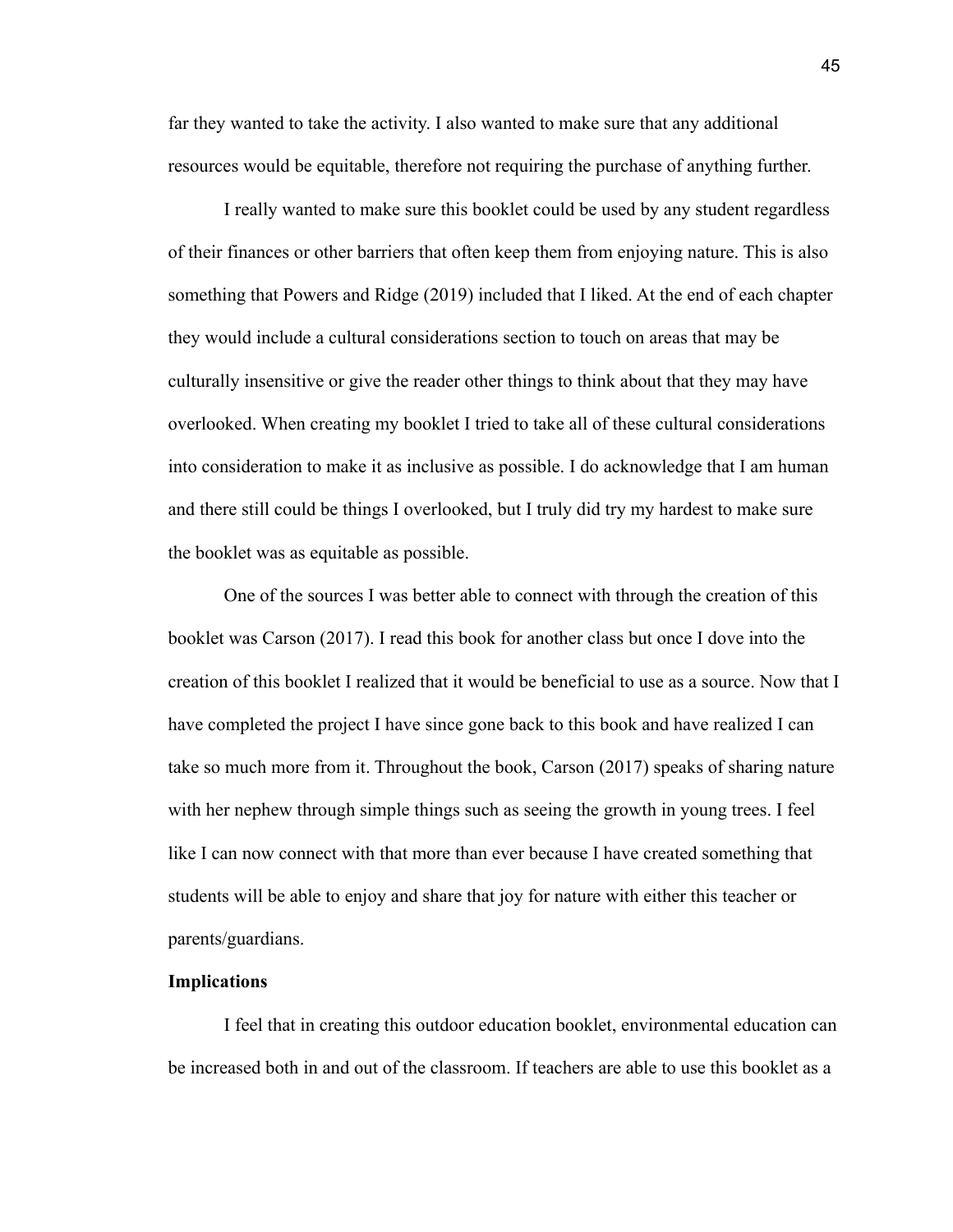far they wanted to take the activity. I also wanted to make sure that any additional resources would be equitable, therefore not requiring the purchase of anything further.

I really wanted to make sure this booklet could be used by any student regardless of their finances or other barriers that often keep them from enjoying nature. This is also something that Powers and Ridge (2019) included that I liked. At the end of each chapter they would include a cultural considerations section to touch on areas that may be culturally insensitive or give the reader other things to think about that they may have overlooked. When creating my booklet I tried to take all of these cultural considerations into consideration to make it as inclusive as possible. I do acknowledge that I am human and there still could be things I overlooked, but I truly did try my hardest to make sure the booklet was as equitable as possible.

One of the sources I was better able to connect with through the creation of this booklet was Carson (2017). I read this book for another class but once I dove into the creation of this booklet I realized that it would be beneficial to use as a source. Now that I have completed the project I have since gone back to this book and have realized I can take so much more from it. Throughout the book, Carson (2017) speaks of sharing nature with her nephew through simple things such as seeing the growth in young trees. I feel like I can now connect with that more than ever because I have created something that students will be able to enjoy and share that joy for nature with either this teacher or parents/guardians.

**Implications**

I feel that in creating this outdoor education booklet, environmental education can be increased both in and out of the classroom. If teachers are able to use this booklet as a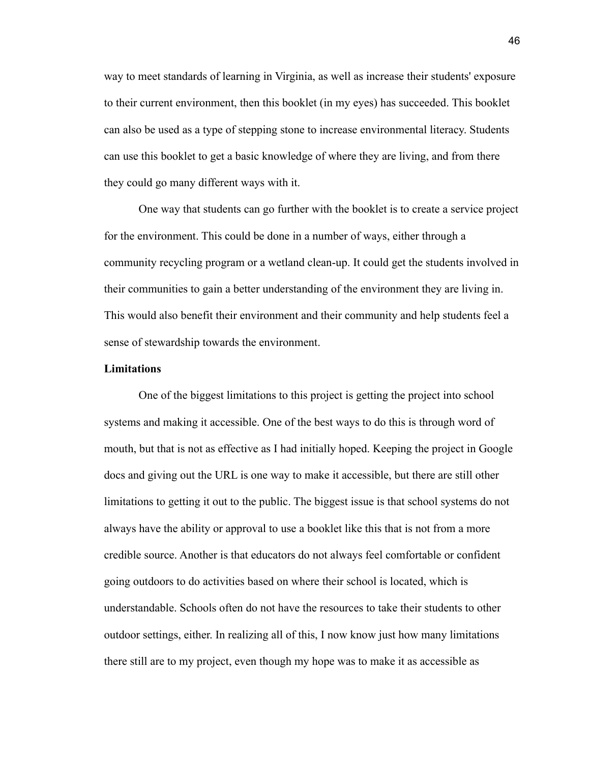way to meet standards of learning in Virginia, as well as increase their students' exposure to their current environment, then this booklet (in my eyes) has succeeded. This booklet can also be used as a type of stepping stone to increase environmental literacy. Students can use this booklet to get a basic knowledge of where they are living, and from there they could go many different ways with it.

One way that students can go further with the booklet is to create a service project for the environment. This could be done in a number of ways, either through a community recycling program or a wetland clean-up. It could get the students involved in their communities to gain a better understanding of the environment they are living in. This would also benefit their environment and their community and help students feel a sense of stewardship towards the environment.

**Limitations**

One of the biggest limitations to this project is getting the project into school systems and making it accessible. One of the best ways to do this is through word of mouth, but that is not as effective as I had initially hoped. Keeping the project in Google docs and giving out the URL is one way to make it accessible, but there are still other limitations to getting it out to the public. The biggest issue is that school systems do not always have the ability or approval to use a booklet like this that is not from a more credible source. Another is that educators do not always feel comfortable or confident going outdoors to do activities based on where their school is located, which is understandable. Schools often do not have the resources to take their students to other outdoor settings, either. In realizing all of this, I now know just how many limitations there still are to my project, even though my hope was to make it as accessible as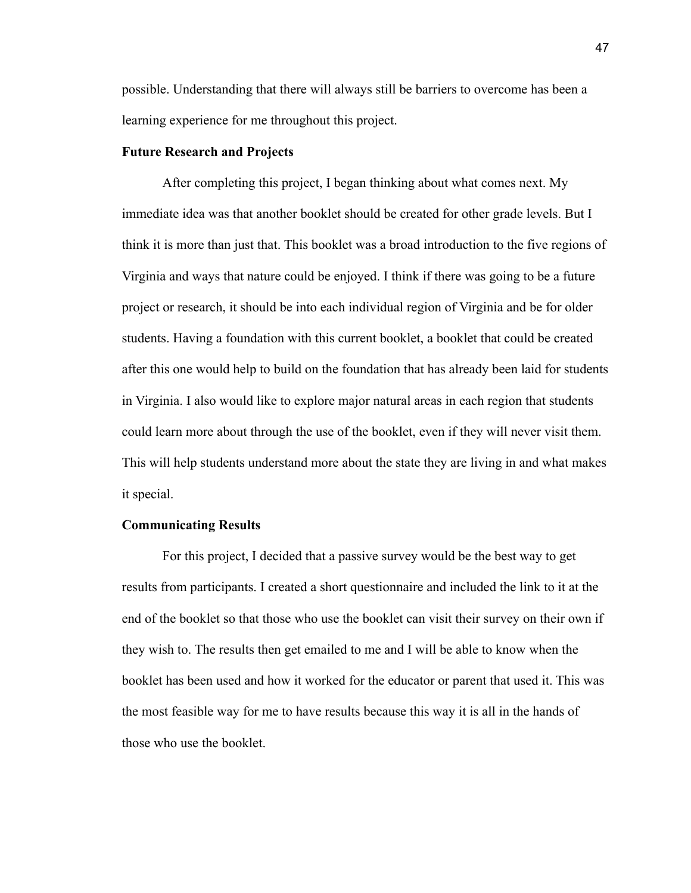possible. Understanding that there will always still be barriers to overcome has been a learning experience for me throughout this project.

### Future Research and Projects

After completing this project, I began thinking about what comes next. My immediate idea was that another booklet should be created for other grade levels. But I think it is more than just that. This booklet was a broad introduction to the five regions of Virginia and ways that nature could be enjoyed. I think if there was going to be a future project or research, it should be into each individual region of Virginia and be for older students. Having a foundation with this current booklet, a booklet that could be created after this one would help to build on the foundation that has already been laid for students in Virginia. I also would like to explore major natural areas in each region that students could learn more about through the use of the booklet, even if they will never visit them. This will help students understand more about the state they are living in and what makes it special.

### Communicating Results

For this project, I decided that a passive survey would be the best way to get results from participants. I created a short questionnaire and included the link to it at the end of the booklet so that those who use the booklet can visit their survey on their own if they wish to. The results then get emailed to me and I will be able to know when the booklet has been used and how it worked for the educator or parent that used it. This was the most feasible way for me to have results because this way it is all in the hands of those who use the booklet.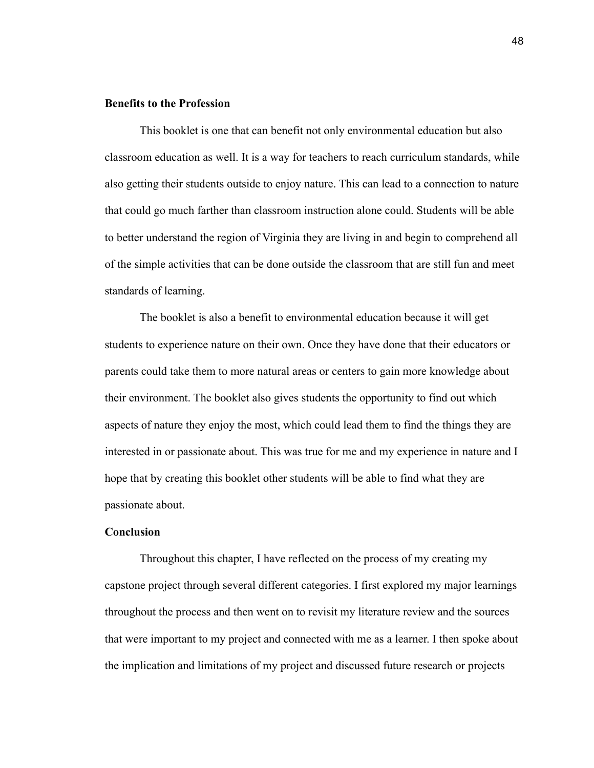**Benefits to the Profession**

This booklet is one that can benefit not only environmental education but also classroom education as well. It is a way for teachers to reach curriculum standards, while also getting their students outside to enjoy nature. This can lead to a connection to nature that could go much farther than classroom instruction alone could. Students will be able to better understand the region of Virginia they are living in and begin to comprehend all of the simple activities that can be done outside the classroom that are still fun and meet standards of learning.

The booklet is also a benefit to environmental education because it will get students to experience nature on their own. Once they have done that their educators or parents could take them to more natural areas or centers to gain more knowledge about their environment. The booklet also gives students the opportunity to find out which aspects of nature they enjoy the most, which could lead them to find the things they are interested in or passionate about. This was true for me and my experience in nature and I hope that by creating this booklet other students will be able to find what they are passionate about.

**Conclusion**

Throughout this chapter, I have reflected on the process of my creating my capstone project through several different categories. I first explored my major learnings throughout the process and then went on to revisit my literature review and the sources that were important to my project and connected with me as a learner. I then spoke about the implication and limitations of my project and discussed future research or projects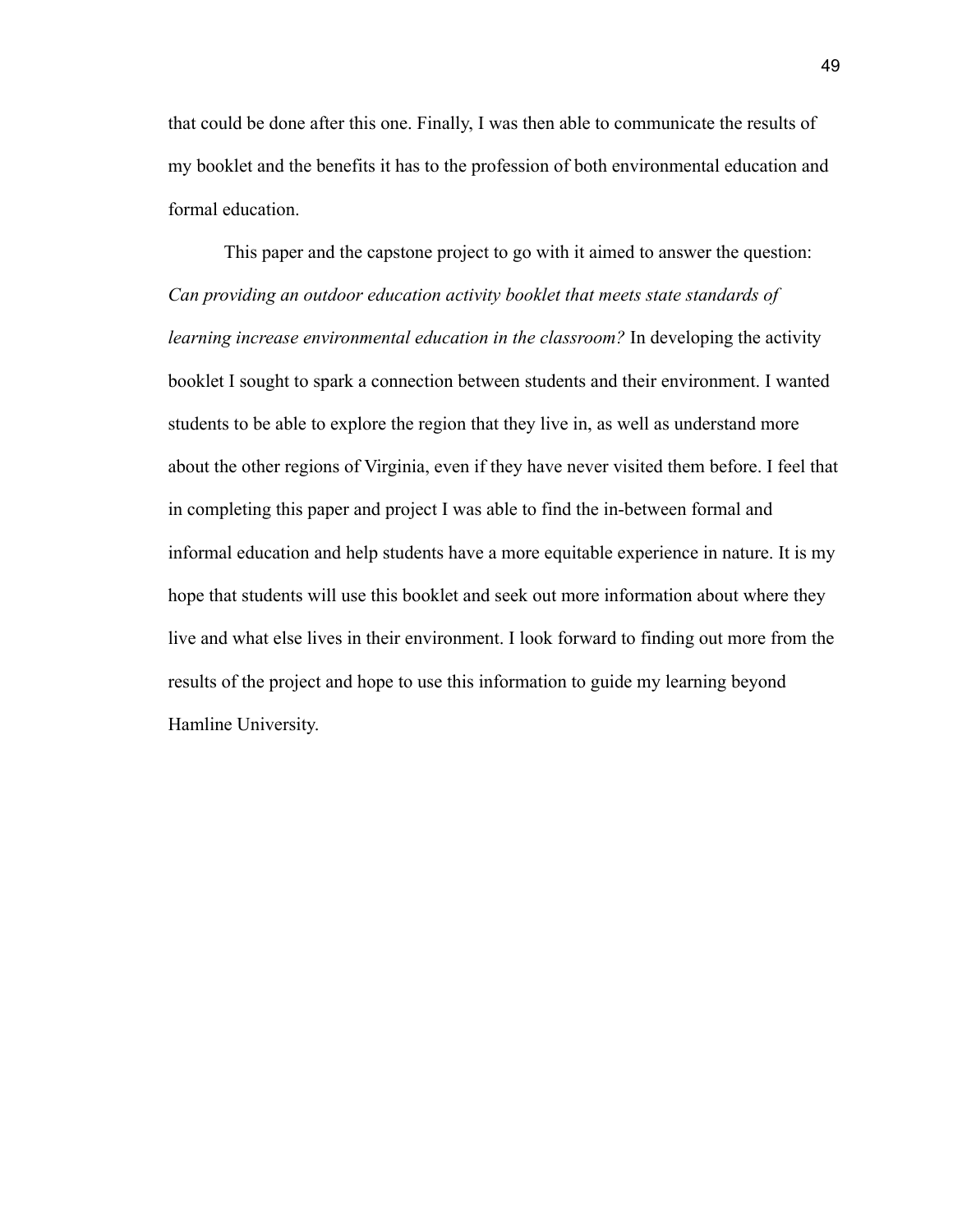that could be done after this one. Finally, I was then able to communicate the results of my booklet and the benefits it has to the profession of both environmental education and formal education.

This paper and the capstone project to go with it aimed to answer the question: *Can providing an outdoor education activity booklet that meets state standards of learning increase environmental education in the classroom?* In developing the activity booklet I sought to spark a connection between students and their environment. I wanted students to be able to explore the region that they live in, as well as understand more about the other regions of Virginia, even if they have never visited them before. I feel that in completing this paper and project I was able to find the in-between formal and informal education and help students have a more equitable experience in nature. It is my hope that students will use this booklet and seek out more information about where they live and what else lives in their environment. I look forward to finding out more from the results of the project and hope to use this information to guide my learning beyond Hamline University.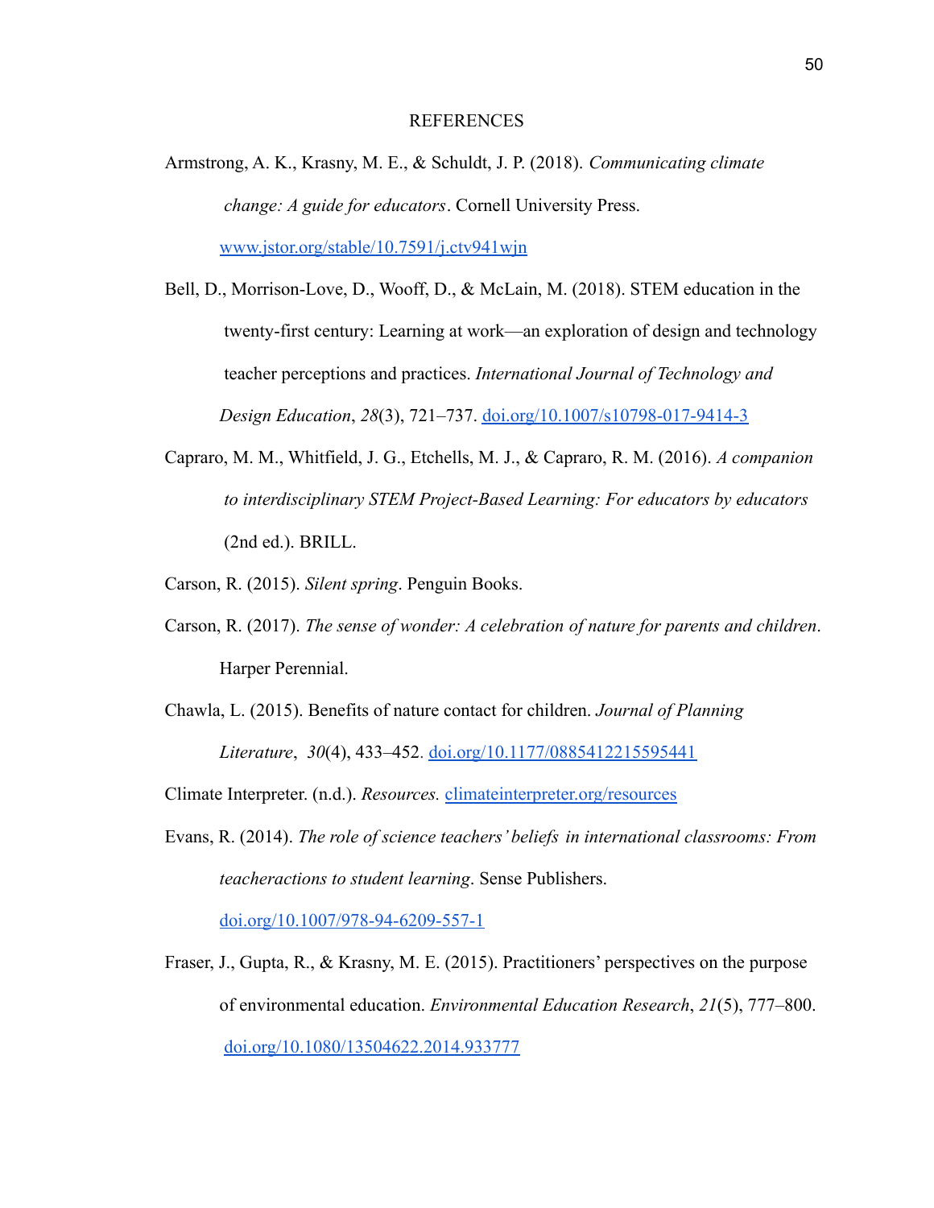# REFERENCES

Armstrong, A. K., Krasny, M. E., & Schuldt, J. P. (2018). *Communicating climate change: A guide for educators*. Cornell University Press. www.jstor.org/stable/10.7591/j.ctv941wjn

Bell, D., Morrison-Love, D., Wooff, D., & McLain, M. (2018). STEM education in the twenty-first century: Learning at work—an exploration of design and technology teacher perceptions and practices. *International Journal of Technology and Design Education*, *28*(3), 721–737. doi.org/10.1007/s10798-017-9414-3

Capraro, M. M., Whitfield, J. G., Etchells, M. J., & Capraro, R. M. (2016). *A companion to interdisciplinary STEM Project-Based Learning: For educators by educators* (2nd ed.). BRILL.

Carson, R. (2015). *Silent spring*. Penguin Books.

Carson, R. (2017). *The sense of wonder: A celebration of nature for parents and children*. Harper Perennial.

Chawla, L. (2015). Benefits of nature contact for children. *Journal of Planning Literature*, *30*(4), 433–452. doi.org/10.1177/0885412215595441

Climate Interpreter. (n.d.). *Resources.* climateinterpreter.org/resources

Evans, R. (2014). *The role of science teachers' beliefs in international classrooms: From teacheractions to student learning*. Sense Publishers. doi.org/10.1007/978-94-6209-557-1

Fraser, J., Gupta, R., & Krasny, M. E. (2015). Practitioners' perspectives on the purpose of environmental education. *Environmental Education Research*, *21*(5), 777–800. doi.org/10.1080/13504622.2014.933777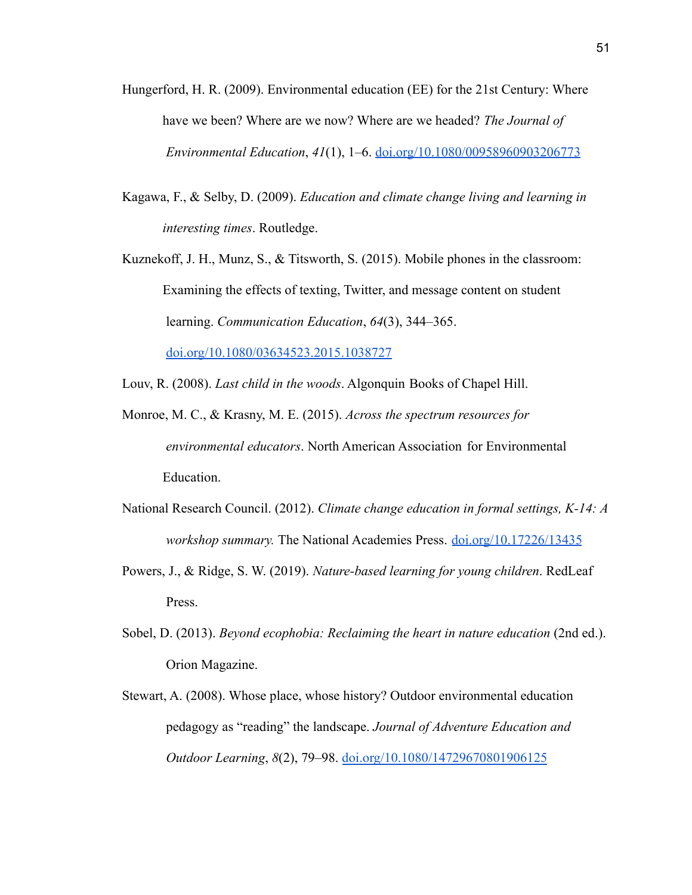Hungerford, H. R. (2009). Environmental education (EE) for the 21st Century: Where have we been? Where are we now? Where are we headed? *The Journal of Environmental Education*, *41*(1), 1–6. [doi.org/10.1080/00958960903206773](https://doi.org/10.1080/00958960903206773)

Kagawa, F., & Selby, D. (2009). *Education and climate change living and learning in interesting times*. Routledge.

Kuznekoff, J. H., Munz, S., & Titsworth, S. (2015). Mobile phones in the classroom: Examining the effects of texting, Twitter, and message content on student learning. *Communication Education*, *64*(3), 344–365. [doi.org/10.1080/03634523.2015.1038727](https://doi.org/10.1080/03634523.2015.1038727)

Louv, R. (2008). *Last child in the woods*. Algonquin Books of Chapel Hill.

Monroe, M. C., & Krasny, M. E. (2015). *Across the spectrum resources for environmental educators*. North American Association for Environmental Education.

National Research Council. (2012). *Climate change education in formal settings, K-14: A workshop summary.* The National Academies Press. [doi.org/10.17226/13435](https://doi.org/10.17226/13435)

Powers, J., & Ridge, S. W. (2019). *Nature-based learning for young children*. RedLeaf Press.

Sobel, D. (2013). *Beyond ecophobia: Reclaiming the heart in nature education* (2nd ed.). Orion Magazine.

Stewart, A. (2008). Whose place, whose history? Outdoor environmental education pedagogy as "reading" the landscape. *Journal of Adventure Education and Outdoor Learning*, *8*(2), 79–98. [doi.org/10.1080/14729670801906125](https://doi.org/10.1080/14729670801906125)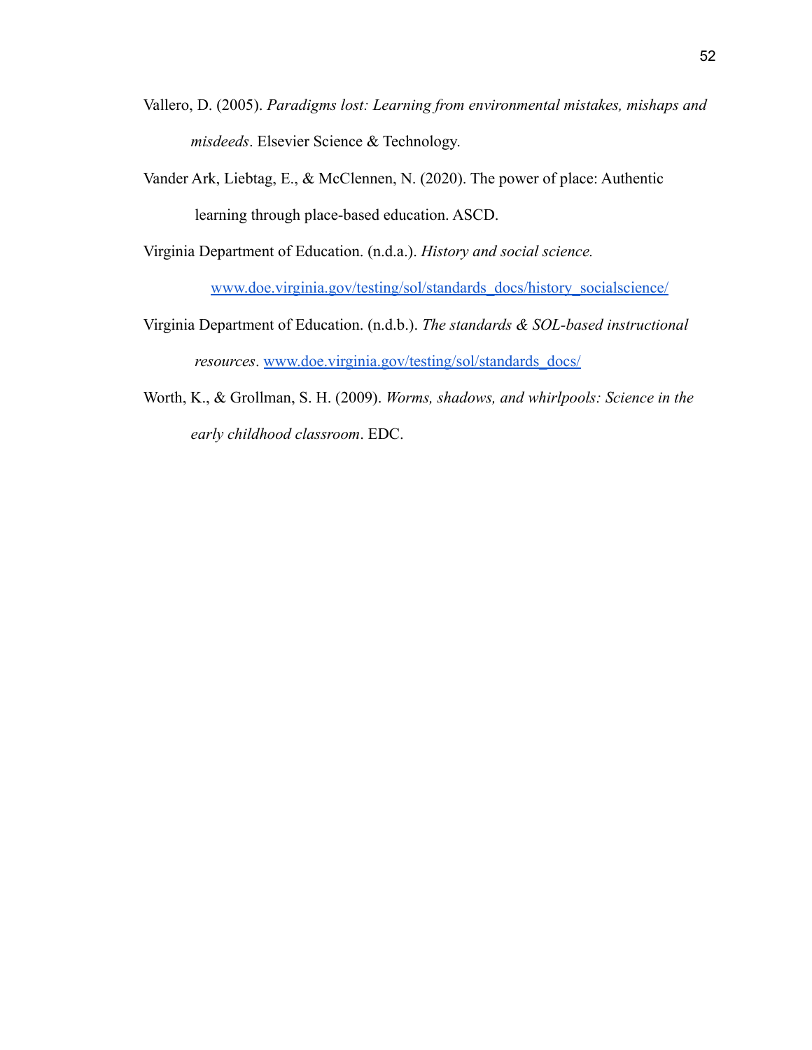Vallero, D. (2005). *Paradigms lost: Learning from environmental mistakes, mishaps and misdeeds*. Elsevier Science & Technology.

Vander Ark, Liebtag, E., & McClennen, N. (2020). The power of place: Authentic learning through place-based education. ASCD.

Virginia Department of Education. (n.d.a.). *History and social science.* [www.doe.virginia.gov/testing/sol/standards_docs/history_socialscience/](www.doe.virginia.gov/testing/sol/standards_docs/history_socialscience/)

Virginia Department of Education. (n.d.b.). *The standards & SOL-based instructional resources*. [www.doe.virginia.gov/testing/sol/standards_docs/](www.doe.virginia.gov/testing/sol/standards_docs/)

Worth, K., & Grollman, S. H. (2009). *Worms, shadows, and whirlpools: Science in the early childhood classroom*. EDC.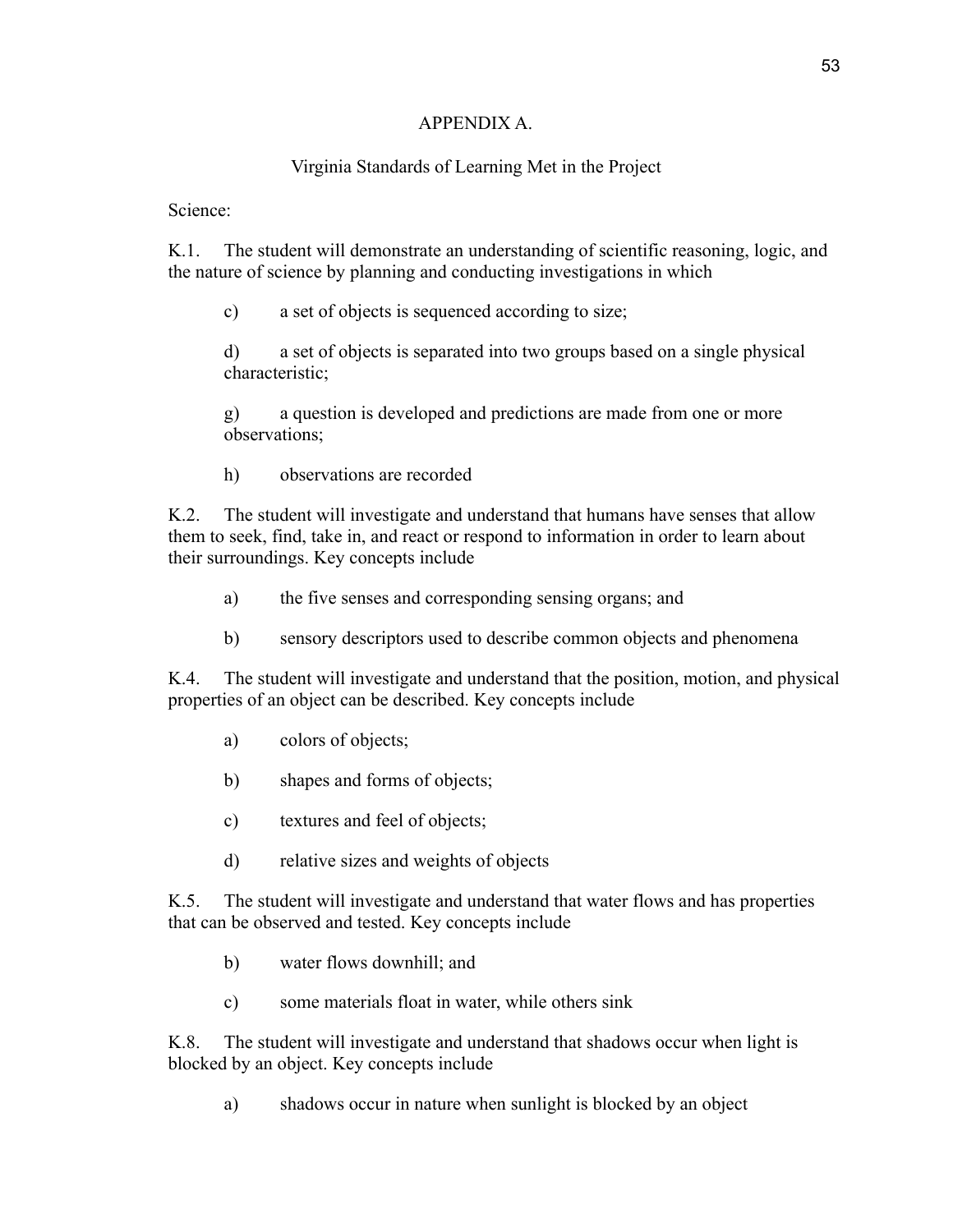# APPENDIX A.

## Virginia Standards of Learning Met in the Project

Science:

K.1. The student will demonstrate an understanding of scientific reasoning, logic, and the nature of science by planning and conducting investigations in which

> c) a set of objects is sequenced according to size;
>
> d) a set of objects is separated into two groups based on a single physical characteristic;
>
> g) a question is developed and predictions are made from one or more observations;
>
> h) observations are recorded

K.2. The student will investigate and understand that humans have senses that allow them to seek, find, take in, and react or respond to information in order to learn about their surroundings. Key concepts include

> a) the five senses and corresponding sensing organs; and
>
> b) sensory descriptors used to describe common objects and phenomena

K.4. The student will investigate and understand that the position, motion, and physical properties of an object can be described. Key concepts include

> a) colors of objects;
>
> b) shapes and forms of objects;
>
> c) textures and feel of objects;
>
> d) relative sizes and weights of objects

K.5. The student will investigate and understand that water flows and has properties that can be observed and tested. Key concepts include

> b) water flows downhill; and
>
> c) some materials float in water, while others sink

K.8. The student will investigate and understand that shadows occur when light is blocked by an object. Key concepts include

> a) shadows occur in nature when sunlight is blocked by an object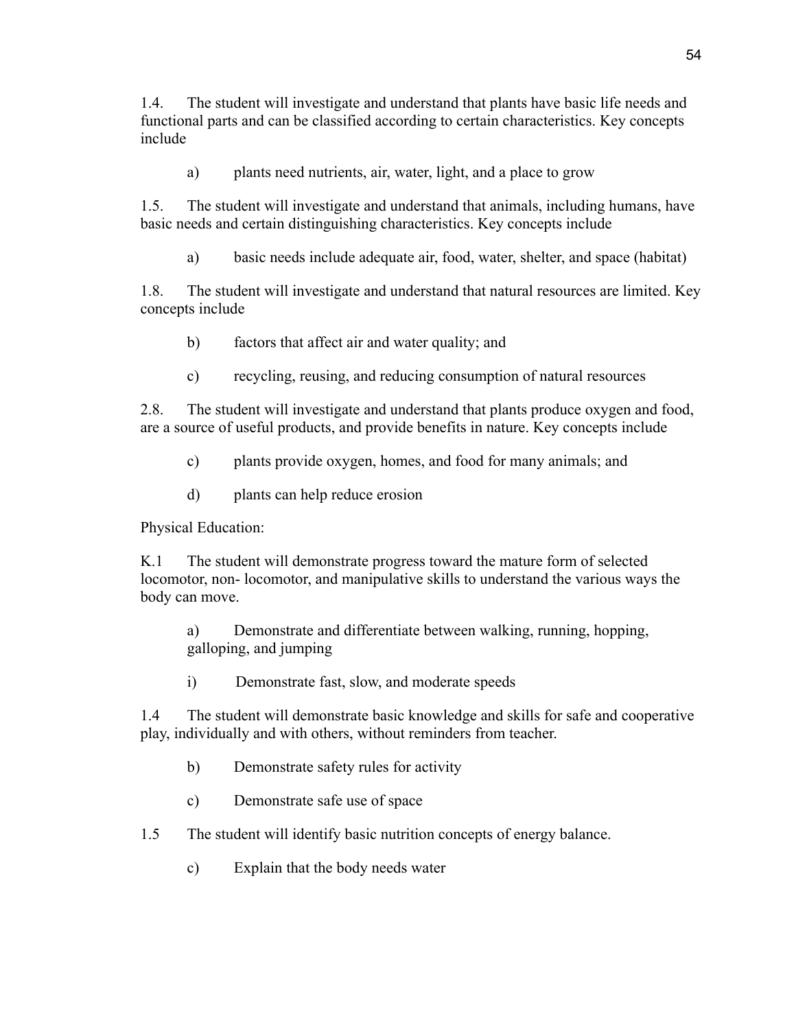1.4. The student will investigate and understand that plants have basic life needs and functional parts and can be classified according to certain characteristics. Key concepts include

a) plants need nutrients, air, water, light, and a place to grow

1.5. The student will investigate and understand that animals, including humans, have basic needs and certain distinguishing characteristics. Key concepts include

a) basic needs include adequate air, food, water, shelter, and space (habitat)

1.8. The student will investigate and understand that natural resources are limited. Key concepts include

b) factors that affect air and water quality; and

c) recycling, reusing, and reducing consumption of natural resources

2.8. The student will investigate and understand that plants produce oxygen and food, are a source of useful products, and provide benefits in nature. Key concepts include

c) plants provide oxygen, homes, and food for many animals; and

d) plants can help reduce erosion

Physical Education:

K.1 The student will demonstrate progress toward the mature form of selected locomotor, non- locomotor, and manipulative skills to understand the various ways the body can move.

a) Demonstrate and differentiate between walking, running, hopping, galloping, and jumping

i) Demonstrate fast, slow, and moderate speeds

1.4 The student will demonstrate basic knowledge and skills for safe and cooperative play, individually and with others, without reminders from teacher.

b) Demonstrate safety rules for activity

c) Demonstrate safe use of space

1.5 The student will identify basic nutrition concepts of energy balance.

c) Explain that the body needs water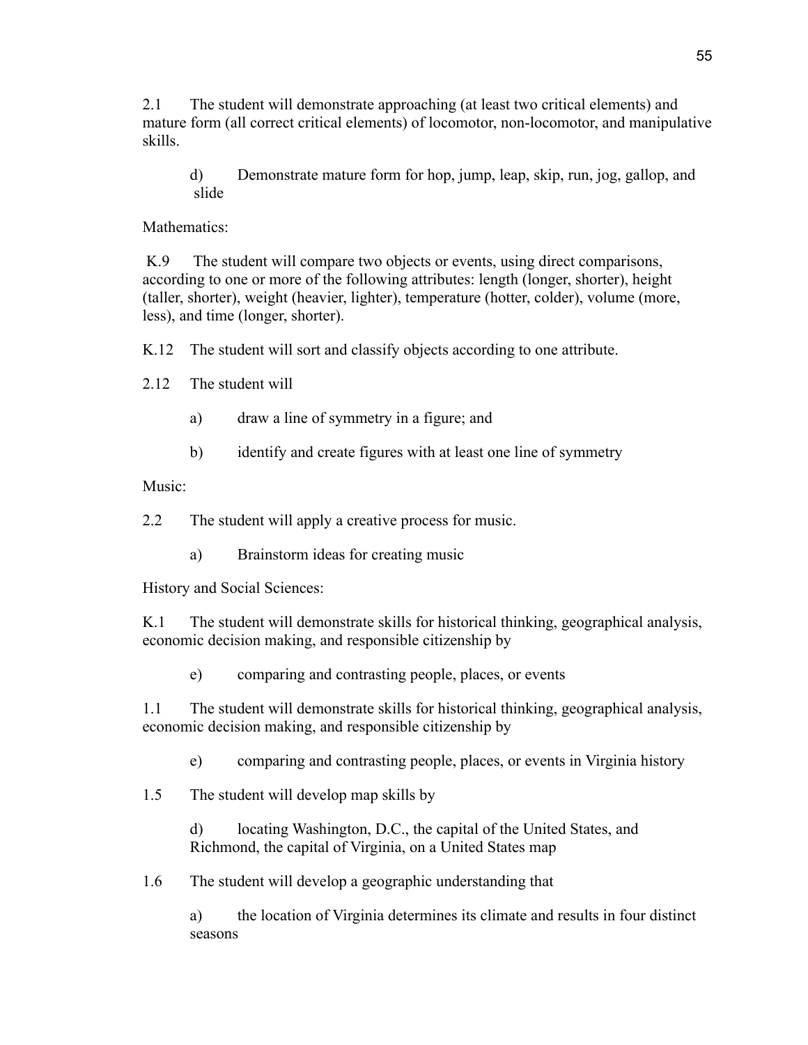2.1 The student will demonstrate approaching (at least two critical elements) and mature form (all correct critical elements) of locomotor, non-locomotor, and manipulative skills.

> d) Demonstrate mature form for hop, jump, leap, skip, run, jog, gallop, and slide

Mathematics:

K.9 The student will compare two objects or events, using direct comparisons, according to one or more of the following attributes: length (longer, shorter), height (taller, shorter), weight (heavier, lighter), temperature (hotter, colder), volume (more, less), and time (longer, shorter).

K.12 The student will sort and classify objects according to one attribute.

2.12 The student will

> a) draw a line of symmetry in a figure; and
>
> b) identify and create figures with at least one line of symmetry

Music:

2.2 The student will apply a creative process for music.

> a) Brainstorm ideas for creating music

History and Social Sciences:

K.1 The student will demonstrate skills for historical thinking, geographical analysis, economic decision making, and responsible citizenship by

> e) comparing and contrasting people, places, or events

1.1 The student will demonstrate skills for historical thinking, geographical analysis, economic decision making, and responsible citizenship by

> e) comparing and contrasting people, places, or events in Virginia history

1.5 The student will develop map skills by

> d) locating Washington, D.C., the capital of the United States, and Richmond, the capital of Virginia, on a United States map

1.6 The student will develop a geographic understanding that

> a) the location of Virginia determines its climate and results in four distinct seasons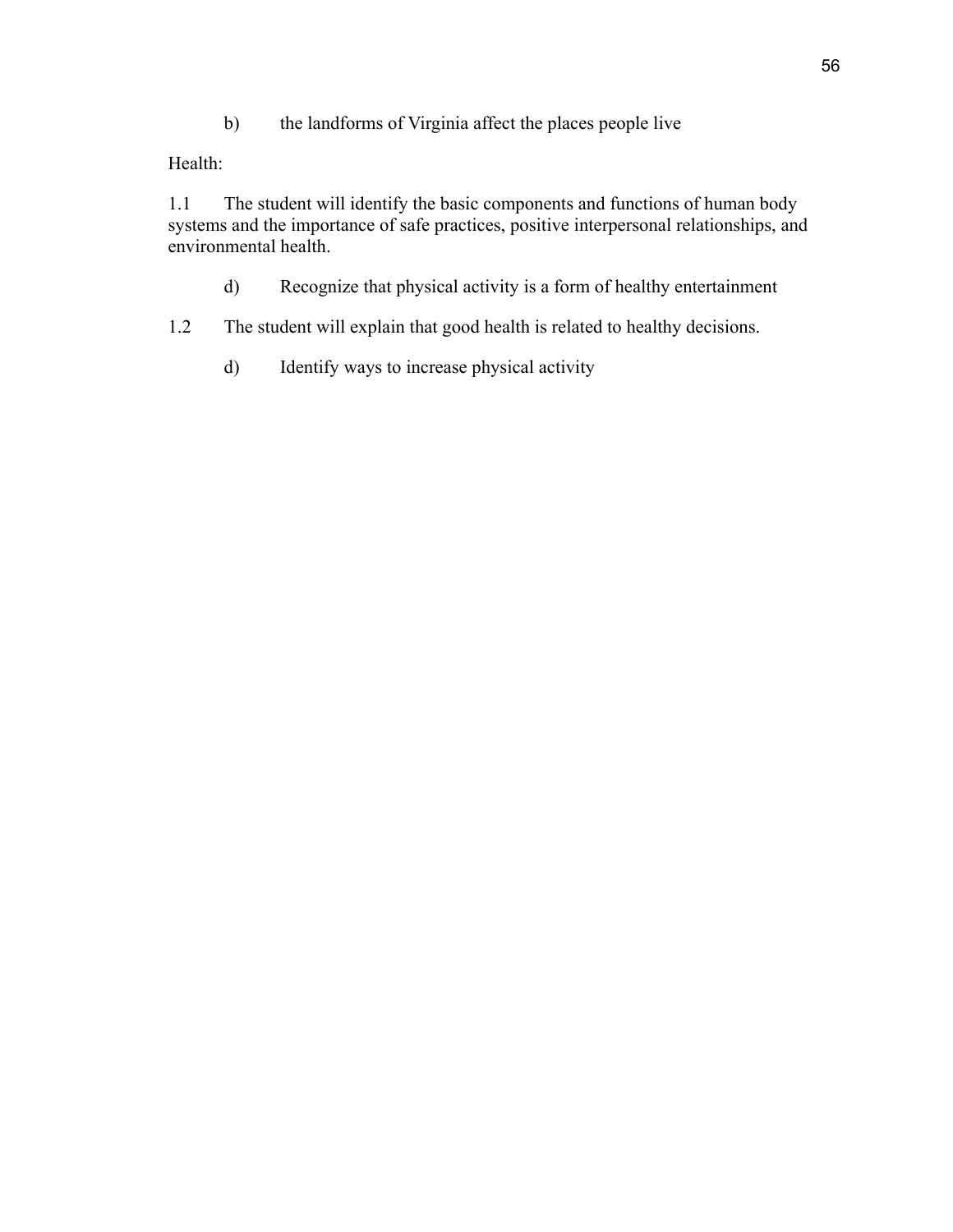b) the landforms of Virginia affect the places people live

Health:

1.1 The student will identify the basic components and functions of human body systems and the importance of safe practices, positive interpersonal relationships, and environmental health.

d) Recognize that physical activity is a form of healthy entertainment

1.2 The student will explain that good health is related to healthy decisions.

d) Identify ways to increase physical activity